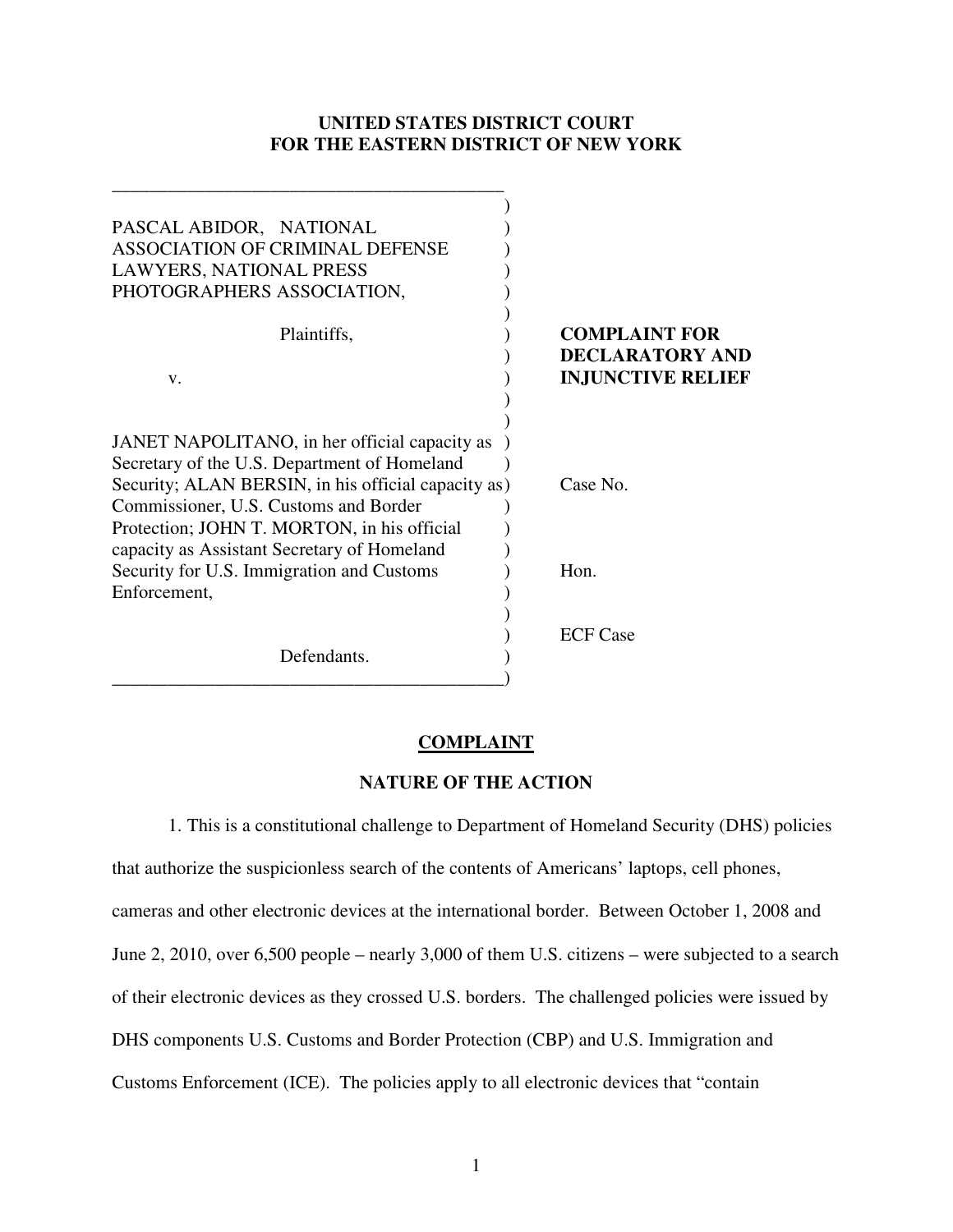**UNITED STATES DISTRICT COURT**
**FOR THE EASTERN DISTRICT OF NEW YORK**

| | |
|---|---|
| PASCAL ABIDOR, NATIONAL ASSOCIATION OF CRIMINAL DEFENSE LAWYERS, NATIONAL PRESS PHOTOGRAPHERS ASSOCIATION,<br><br>Plaintiffs,<br><br>v.<br><br>JANET NAPOLITANO, in her official capacity as Secretary of the U.S. Department of Homeland Security; ALAN BERSIN, in his official capacity as Commissioner, U.S. Customs and Border Protection; JOHN T. MORTON, in his official capacity as Assistant Secretary of Homeland Security for U.S. Immigration and Customs Enforcement,<br><br>Defendants. | **COMPLAINT FOR DECLARATORY AND INJUNCTIVE RELIEF**<br><br>Case No.<br><br>Hon.<br><br>ECF Case |

## **COMPLAINT**

### NATURE OF THE ACTION

1. This is a constitutional challenge to Department of Homeland Security (DHS) policies that authorize the suspicionless search of the contents of Americans' laptops, cell phones, cameras and other electronic devices at the international border. Between October 1, 2008 and June 2, 2010, over 6,500 people – nearly 3,000 of them U.S. citizens – were subjected to a search of their electronic devices as they crossed U.S. borders. The challenged policies were issued by DHS components U.S. Customs and Border Protection (CBP) and U.S. Immigration and Customs Enforcement (ICE). The policies apply to all electronic devices that "contain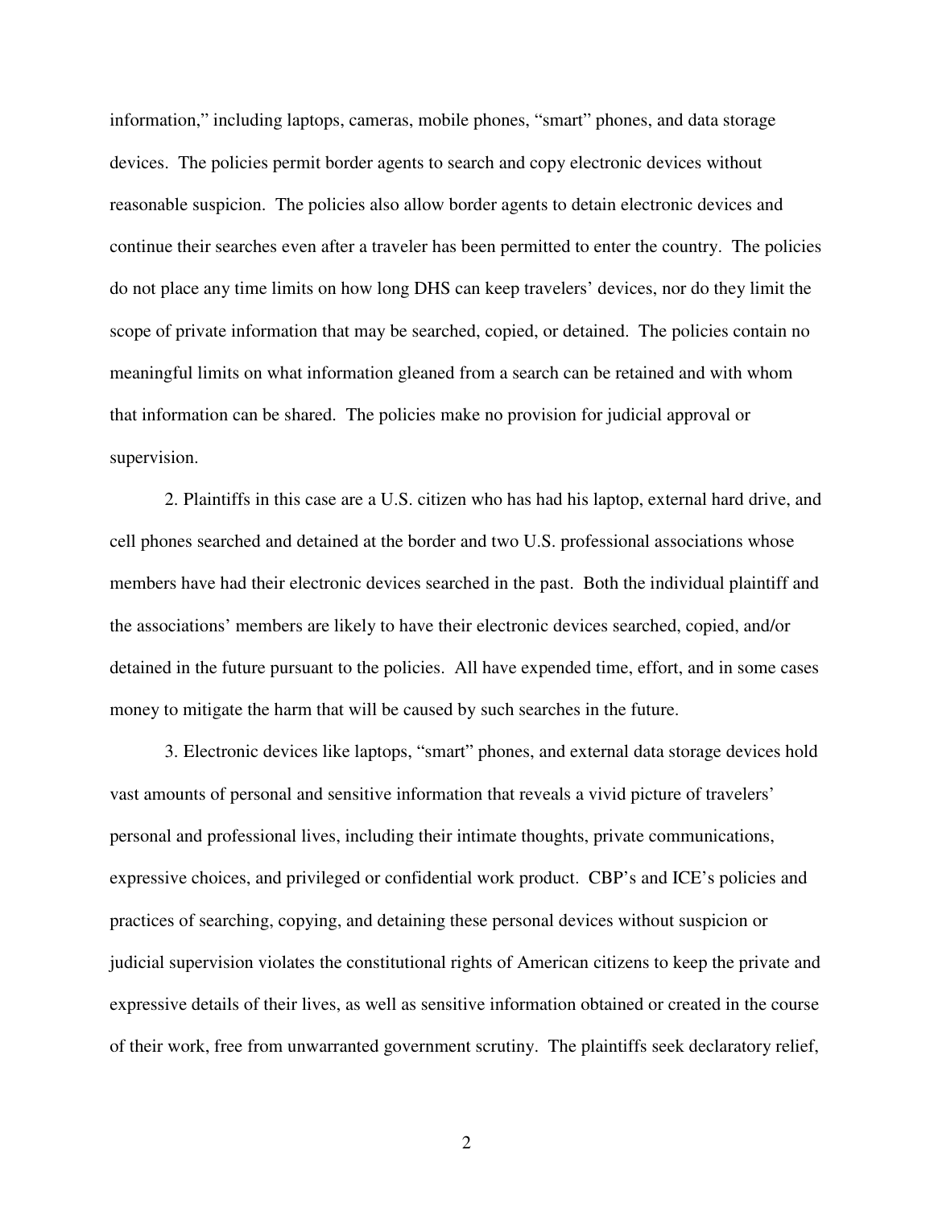information," including laptops, cameras, mobile phones, "smart" phones, and data storage devices. The policies permit border agents to search and copy electronic devices without reasonable suspicion. The policies also allow border agents to detain electronic devices and continue their searches even after a traveler has been permitted to enter the country. The policies do not place any time limits on how long DHS can keep travelers' devices, nor do they limit the scope of private information that may be searched, copied, or detained. The policies contain no meaningful limits on what information gleaned from a search can be retained and with whom that information can be shared. The policies make no provision for judicial approval or supervision.

2. Plaintiffs in this case are a U.S. citizen who has had his laptop, external hard drive, and cell phones searched and detained at the border and two U.S. professional associations whose members have had their electronic devices searched in the past. Both the individual plaintiff and the associations' members are likely to have their electronic devices searched, copied, and/or detained in the future pursuant to the policies. All have expended time, effort, and in some cases money to mitigate the harm that will be caused by such searches in the future.

3. Electronic devices like laptops, "smart" phones, and external data storage devices hold vast amounts of personal and sensitive information that reveals a vivid picture of travelers' personal and professional lives, including their intimate thoughts, private communications, expressive choices, and privileged or confidential work product. CBP's and ICE's policies and practices of searching, copying, and detaining these personal devices without suspicion or judicial supervision violates the constitutional rights of American citizens to keep the private and expressive details of their lives, as well as sensitive information obtained or created in the course of their work, free from unwarranted government scrutiny. The plaintiffs seek declaratory relief,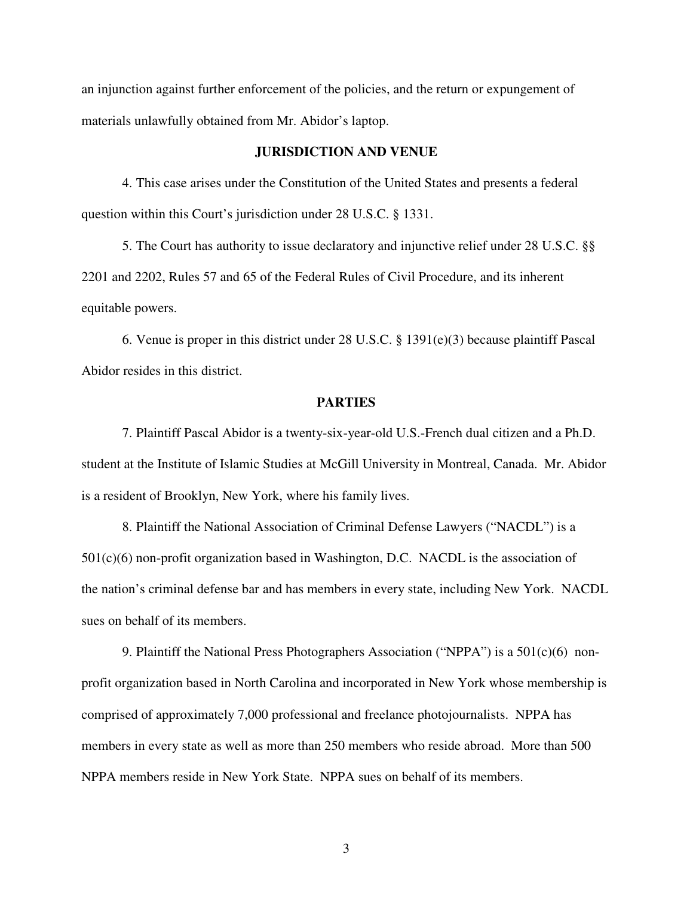an injunction against further enforcement of the policies, and the return or expungement of materials unlawfully obtained from Mr. Abidor's laptop.

## JURISDICTION AND VENUE

4. This case arises under the Constitution of the United States and presents a federal question within this Court's jurisdiction under 28 U.S.C. § 1331.

5. The Court has authority to issue declaratory and injunctive relief under 28 U.S.C. §§ 2201 and 2202, Rules 57 and 65 of the Federal Rules of Civil Procedure, and its inherent equitable powers.

6. Venue is proper in this district under 28 U.S.C. § 1391(e)(3) because plaintiff Pascal Abidor resides in this district.

## PARTIES

7. Plaintiff Pascal Abidor is a twenty-six-year-old U.S.-French dual citizen and a Ph.D. student at the Institute of Islamic Studies at McGill University in Montreal, Canada. Mr. Abidor is a resident of Brooklyn, New York, where his family lives.

8. Plaintiff the National Association of Criminal Defense Lawyers ("NACDL") is a 501(c)(6) non-profit organization based in Washington, D.C. NACDL is the association of the nation's criminal defense bar and has members in every state, including New York. NACDL sues on behalf of its members.

9. Plaintiff the National Press Photographers Association ("NPPA") is a 501(c)(6) non-profit organization based in North Carolina and incorporated in New York whose membership is comprised of approximately 7,000 professional and freelance photojournalists. NPPA has members in every state as well as more than 250 members who reside abroad. More than 500 NPPA members reside in New York State. NPPA sues on behalf of its members.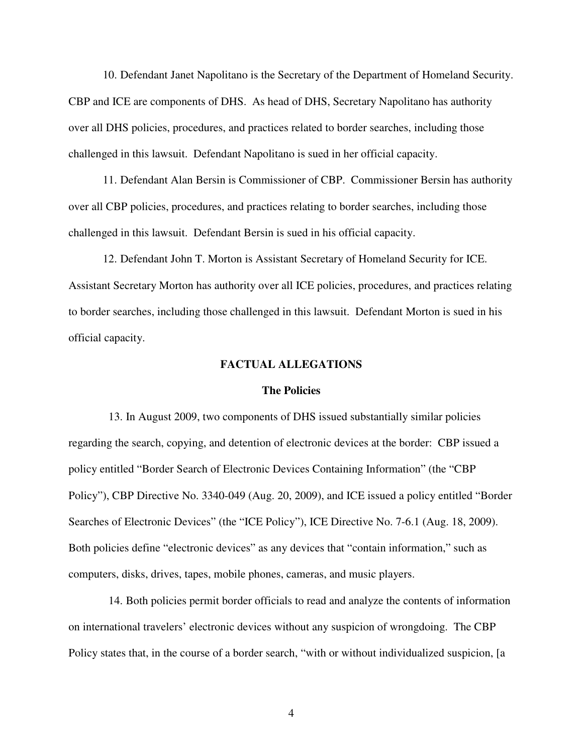10. Defendant Janet Napolitano is the Secretary of the Department of Homeland Security. CBP and ICE are components of DHS. As head of DHS, Secretary Napolitano has authority over all DHS policies, procedures, and practices related to border searches, including those challenged in this lawsuit. Defendant Napolitano is sued in her official capacity.

11. Defendant Alan Bersin is Commissioner of CBP. Commissioner Bersin has authority over all CBP policies, procedures, and practices relating to border searches, including those challenged in this lawsuit. Defendant Bersin is sued in his official capacity.

12. Defendant John T. Morton is Assistant Secretary of Homeland Security for ICE. Assistant Secretary Morton has authority over all ICE policies, procedures, and practices relating to border searches, including those challenged in this lawsuit. Defendant Morton is sued in his official capacity.

## FACTUAL ALLEGATIONS

### The Policies

13. In August 2009, two components of DHS issued substantially similar policies regarding the search, copying, and detention of electronic devices at the border: CBP issued a policy entitled "Border Search of Electronic Devices Containing Information" (the "CBP Policy"), CBP Directive No. 3340-049 (Aug. 20, 2009), and ICE issued a policy entitled "Border Searches of Electronic Devices" (the "ICE Policy"), ICE Directive No. 7-6.1 (Aug. 18, 2009). Both policies define "electronic devices" as any devices that "contain information," such as computers, disks, drives, tapes, mobile phones, cameras, and music players.

14. Both policies permit border officials to read and analyze the contents of information on international travelers' electronic devices without any suspicion of wrongdoing. The CBP Policy states that, in the course of a border search, "with or without individualized suspicion, [a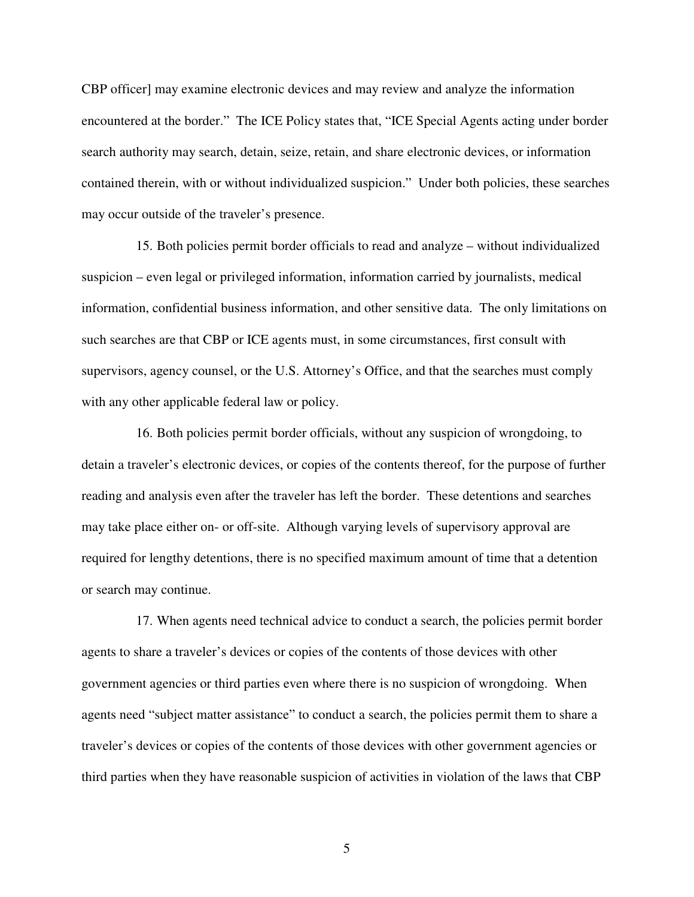CBP officer] may examine electronic devices and may review and analyze the information encountered at the border." The ICE Policy states that, "ICE Special Agents acting under border search authority may search, detain, seize, retain, and share electronic devices, or information contained therein, with or without individualized suspicion." Under both policies, these searches may occur outside of the traveler's presence.

15. Both policies permit border officials to read and analyze – without individualized suspicion – even legal or privileged information, information carried by journalists, medical information, confidential business information, and other sensitive data. The only limitations on such searches are that CBP or ICE agents must, in some circumstances, first consult with supervisors, agency counsel, or the U.S. Attorney's Office, and that the searches must comply with any other applicable federal law or policy.

16. Both policies permit border officials, without any suspicion of wrongdoing, to detain a traveler's electronic devices, or copies of the contents thereof, for the purpose of further reading and analysis even after the traveler has left the border. These detentions and searches may take place either on- or off-site. Although varying levels of supervisory approval are required for lengthy detentions, there is no specified maximum amount of time that a detention or search may continue.

17. When agents need technical advice to conduct a search, the policies permit border agents to share a traveler's devices or copies of the contents of those devices with other government agencies or third parties even where there is no suspicion of wrongdoing. When agents need "subject matter assistance" to conduct a search, the policies permit them to share a traveler's devices or copies of the contents of those devices with other government agencies or third parties when they have reasonable suspicion of activities in violation of the laws that CBP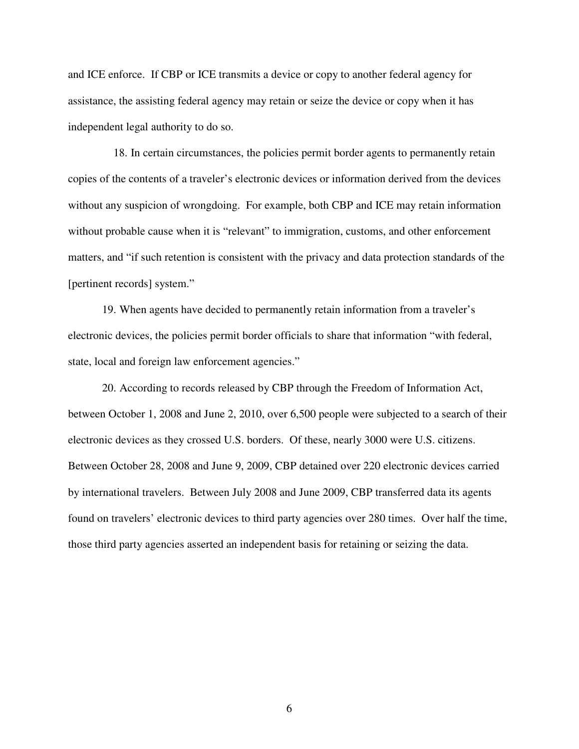and ICE enforce. If CBP or ICE transmits a device or copy to another federal agency for assistance, the assisting federal agency may retain or seize the device or copy when it has independent legal authority to do so.

18. In certain circumstances, the policies permit border agents to permanently retain copies of the contents of a traveler's electronic devices or information derived from the devices without any suspicion of wrongdoing. For example, both CBP and ICE may retain information without probable cause when it is "relevant" to immigration, customs, and other enforcement matters, and "if such retention is consistent with the privacy and data protection standards of the [pertinent records] system."

19. When agents have decided to permanently retain information from a traveler's electronic devices, the policies permit border officials to share that information "with federal, state, local and foreign law enforcement agencies."

20. According to records released by CBP through the Freedom of Information Act, between October 1, 2008 and June 2, 2010, over 6,500 people were subjected to a search of their electronic devices as they crossed U.S. borders. Of these, nearly 3000 were U.S. citizens. Between October 28, 2008 and June 9, 2009, CBP detained over 220 electronic devices carried by international travelers. Between July 2008 and June 2009, CBP transferred data its agents found on travelers' electronic devices to third party agencies over 280 times. Over half the time, those third party agencies asserted an independent basis for retaining or seizing the data.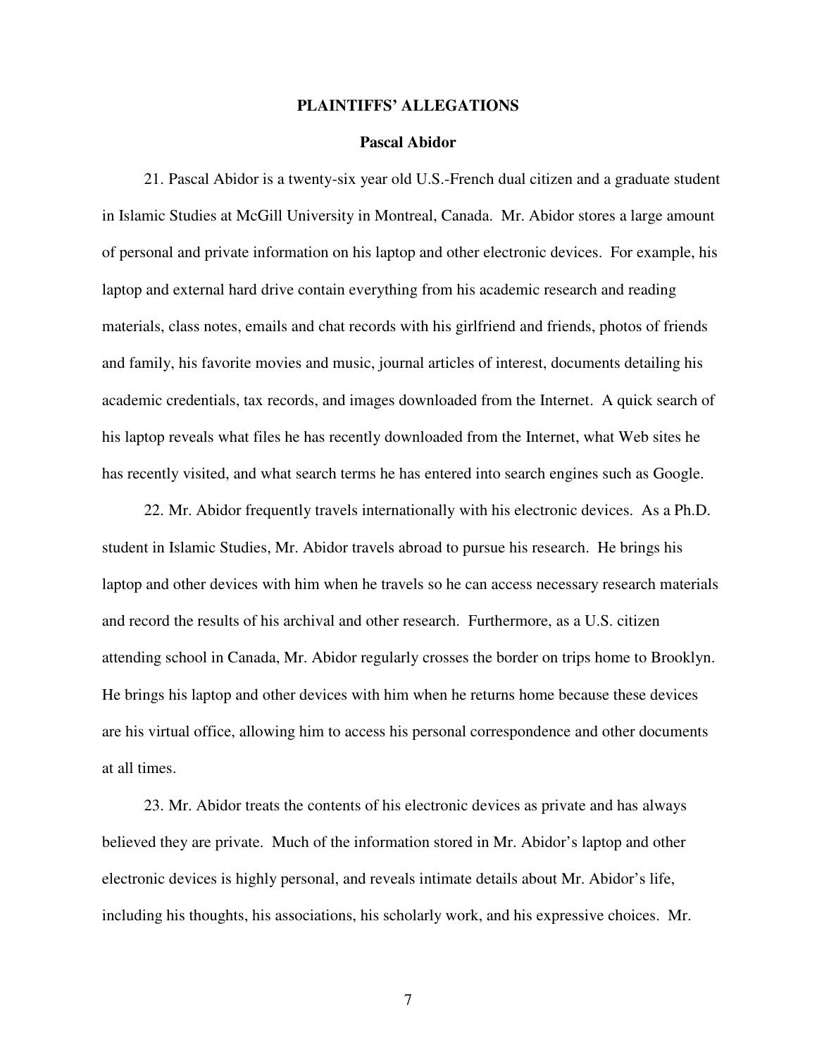## PLAINTIFFS' ALLEGATIONS

### Pascal Abidor

21. Pascal Abidor is a twenty-six year old U.S.-French dual citizen and a graduate student in Islamic Studies at McGill University in Montreal, Canada. Mr. Abidor stores a large amount of personal and private information on his laptop and other electronic devices. For example, his laptop and external hard drive contain everything from his academic research and reading materials, class notes, emails and chat records with his girlfriend and friends, photos of friends and family, his favorite movies and music, journal articles of interest, documents detailing his academic credentials, tax records, and images downloaded from the Internet. A quick search of his laptop reveals what files he has recently downloaded from the Internet, what Web sites he has recently visited, and what search terms he has entered into search engines such as Google.

22. Mr. Abidor frequently travels internationally with his electronic devices. As a Ph.D. student in Islamic Studies, Mr. Abidor travels abroad to pursue his research. He brings his laptop and other devices with him when he travels so he can access necessary research materials and record the results of his archival and other research. Furthermore, as a U.S. citizen attending school in Canada, Mr. Abidor regularly crosses the border on trips home to Brooklyn. He brings his laptop and other devices with him when he returns home because these devices are his virtual office, allowing him to access his personal correspondence and other documents at all times.

23. Mr. Abidor treats the contents of his electronic devices as private and has always believed they are private. Much of the information stored in Mr. Abidor's laptop and other electronic devices is highly personal, and reveals intimate details about Mr. Abidor's life, including his thoughts, his associations, his scholarly work, and his expressive choices. Mr.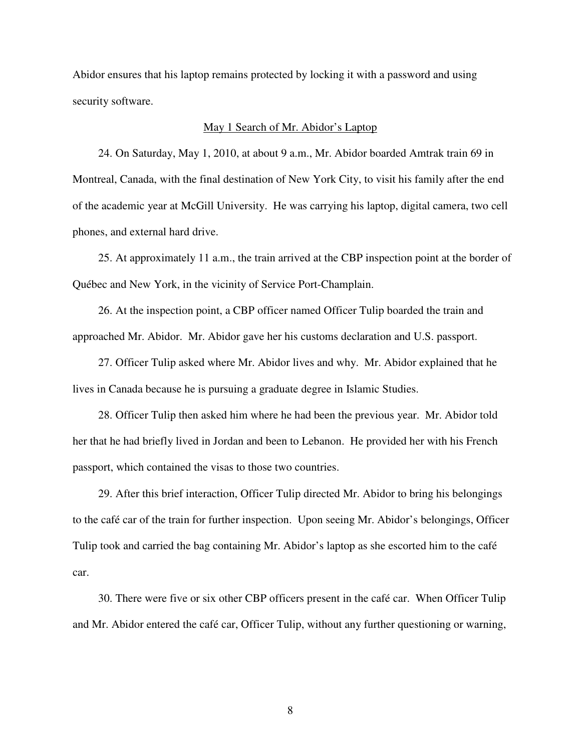Abidor ensures that his laptop remains protected by locking it with a password and using security software.

<u>May 1 Search of Mr. Abidor's Laptop</u>

24. On Saturday, May 1, 2010, at about 9 a.m., Mr. Abidor boarded Amtrak train 69 in Montreal, Canada, with the final destination of New York City, to visit his family after the end of the academic year at McGill University. He was carrying his laptop, digital camera, two cell phones, and external hard drive.

25. At approximately 11 a.m., the train arrived at the CBP inspection point at the border of Québec and New York, in the vicinity of Service Port-Champlain.

26. At the inspection point, a CBP officer named Officer Tulip boarded the train and approached Mr. Abidor. Mr. Abidor gave her his customs declaration and U.S. passport.

27. Officer Tulip asked where Mr. Abidor lives and why. Mr. Abidor explained that he lives in Canada because he is pursuing a graduate degree in Islamic Studies.

28. Officer Tulip then asked him where he had been the previous year. Mr. Abidor told her that he had briefly lived in Jordan and been to Lebanon. He provided her with his French passport, which contained the visas to those two countries.

29. After this brief interaction, Officer Tulip directed Mr. Abidor to bring his belongings to the café car of the train for further inspection. Upon seeing Mr. Abidor's belongings, Officer Tulip took and carried the bag containing Mr. Abidor's laptop as she escorted him to the café car.

30. There were five or six other CBP officers present in the café car. When Officer Tulip and Mr. Abidor entered the café car, Officer Tulip, without any further questioning or warning,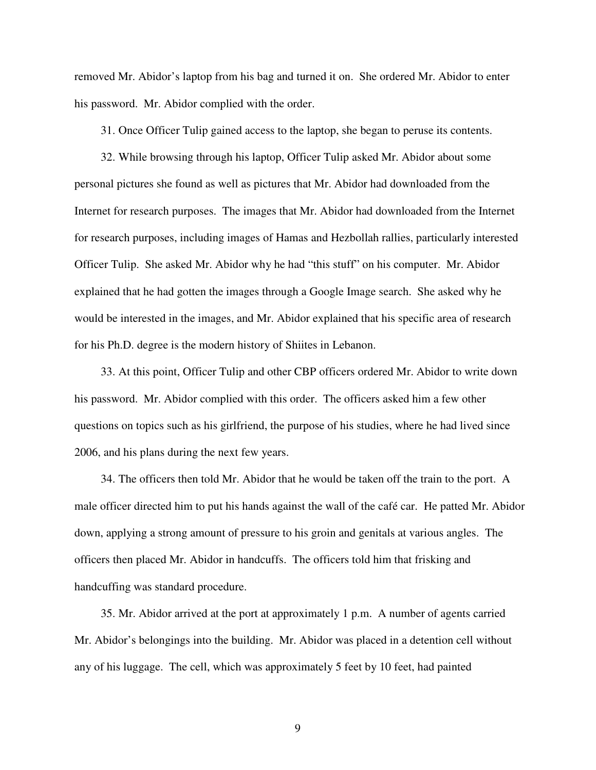removed Mr. Abidor's laptop from his bag and turned it on. She ordered Mr. Abidor to enter his password. Mr. Abidor complied with the order.

31. Once Officer Tulip gained access to the laptop, she began to peruse its contents.

32. While browsing through his laptop, Officer Tulip asked Mr. Abidor about some personal pictures she found as well as pictures that Mr. Abidor had downloaded from the Internet for research purposes. The images that Mr. Abidor had downloaded from the Internet for research purposes, including images of Hamas and Hezbollah rallies, particularly interested Officer Tulip. She asked Mr. Abidor why he had "this stuff" on his computer. Mr. Abidor explained that he had gotten the images through a Google Image search. She asked why he would be interested in the images, and Mr. Abidor explained that his specific area of research for his Ph.D. degree is the modern history of Shiites in Lebanon.

33. At this point, Officer Tulip and other CBP officers ordered Mr. Abidor to write down his password. Mr. Abidor complied with this order. The officers asked him a few other questions on topics such as his girlfriend, the purpose of his studies, where he had lived since 2006, and his plans during the next few years.

34. The officers then told Mr. Abidor that he would be taken off the train to the port. A male officer directed him to put his hands against the wall of the café car. He patted Mr. Abidor down, applying a strong amount of pressure to his groin and genitals at various angles. The officers then placed Mr. Abidor in handcuffs. The officers told him that frisking and handcuffing was standard procedure.

35. Mr. Abidor arrived at the port at approximately 1 p.m. A number of agents carried Mr. Abidor's belongings into the building. Mr. Abidor was placed in a detention cell without any of his luggage. The cell, which was approximately 5 feet by 10 feet, had painted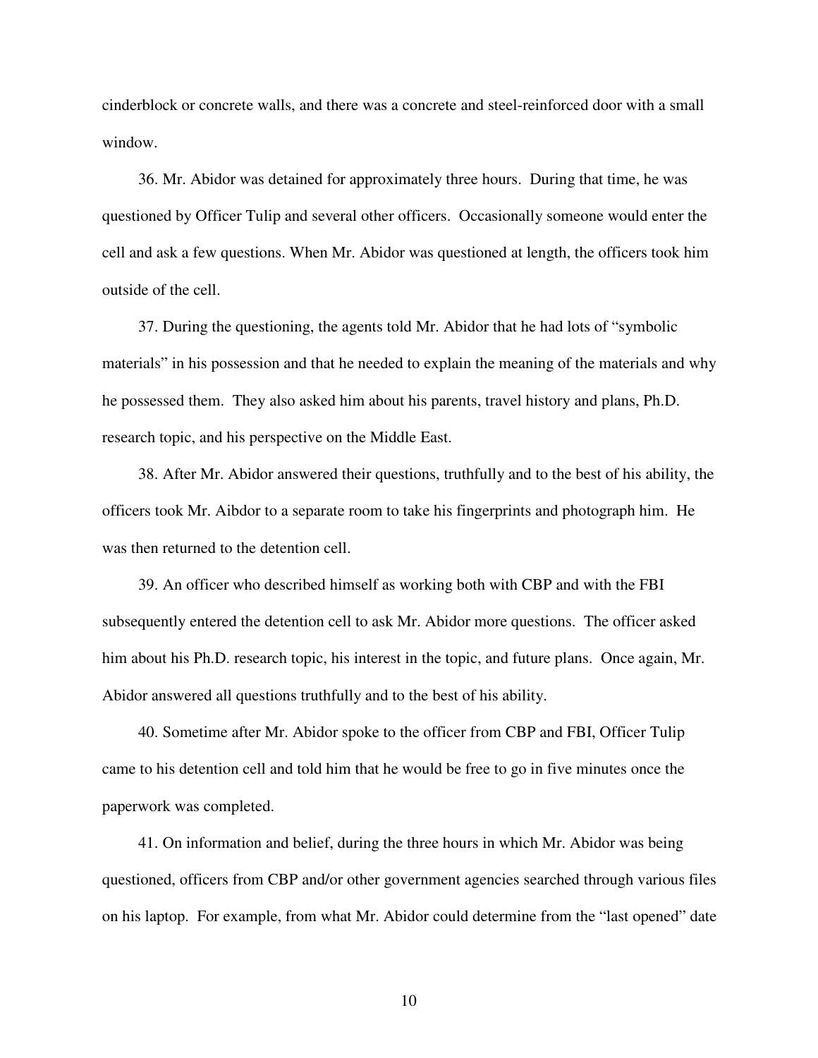cinderblock or concrete walls, and there was a concrete and steel-reinforced door with a small window.

36. Mr. Abidor was detained for approximately three hours. During that time, he was questioned by Officer Tulip and several other officers. Occasionally someone would enter the cell and ask a few questions. When Mr. Abidor was questioned at length, the officers took him outside of the cell.

37. During the questioning, the agents told Mr. Abidor that he had lots of "symbolic materials" in his possession and that he needed to explain the meaning of the materials and why he possessed them. They also asked him about his parents, travel history and plans, Ph.D. research topic, and his perspective on the Middle East.

38. After Mr. Abidor answered their questions, truthfully and to the best of his ability, the officers took Mr. Aibdor to a separate room to take his fingerprints and photograph him. He was then returned to the detention cell.

39. An officer who described himself as working both with CBP and with the FBI subsequently entered the detention cell to ask Mr. Abidor more questions. The officer asked him about his Ph.D. research topic, his interest in the topic, and future plans. Once again, Mr. Abidor answered all questions truthfully and to the best of his ability.

40. Sometime after Mr. Abidor spoke to the officer from CBP and FBI, Officer Tulip came to his detention cell and told him that he would be free to go in five minutes once the paperwork was completed.

41. On information and belief, during the three hours in which Mr. Abidor was being questioned, officers from CBP and/or other government agencies searched through various files on his laptop. For example, from what Mr. Abidor could determine from the "last opened" date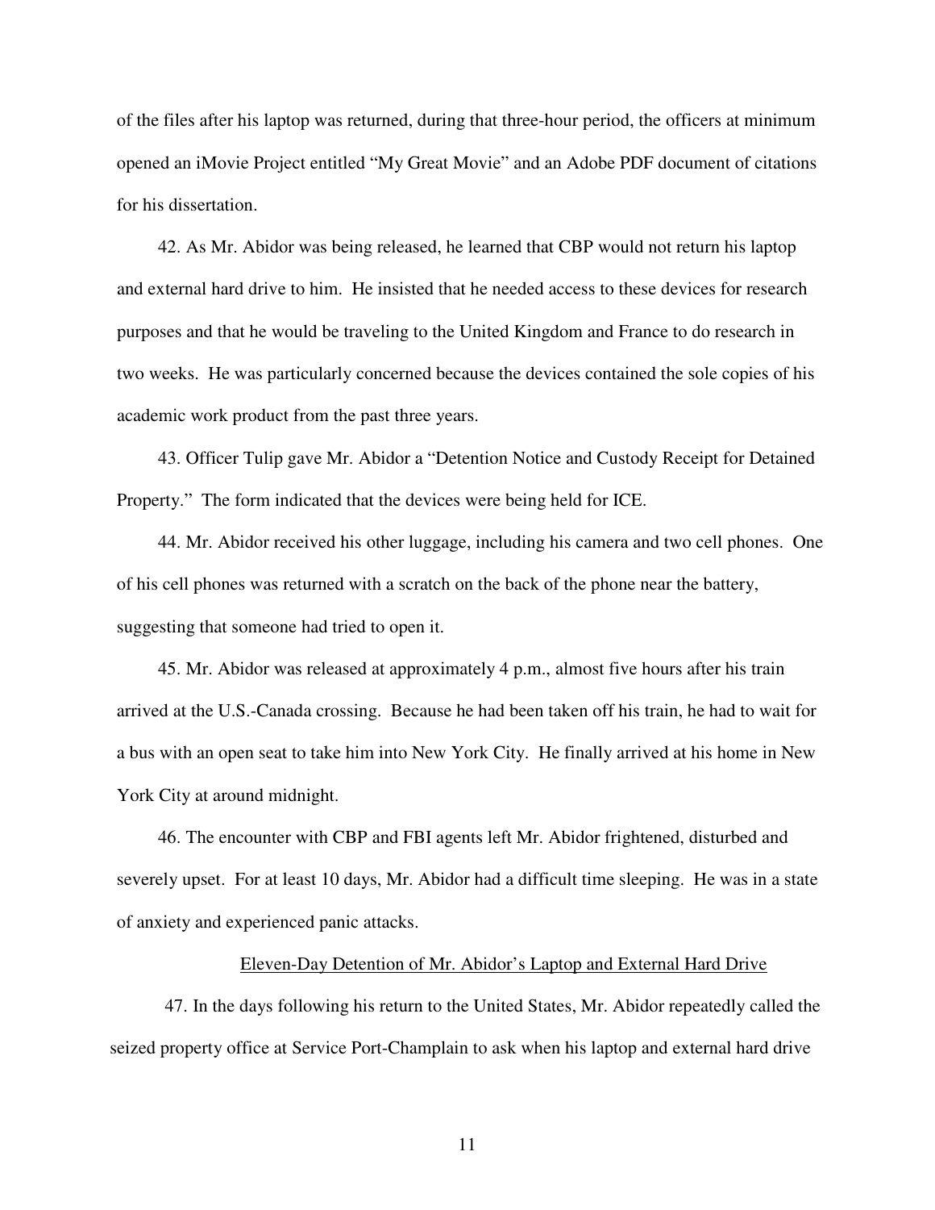of the files after his laptop was returned, during that three-hour period, the officers at minimum opened an iMovie Project entitled "My Great Movie" and an Adobe PDF document of citations for his dissertation.

42. As Mr. Abidor was being released, he learned that CBP would not return his laptop and external hard drive to him. He insisted that he needed access to these devices for research purposes and that he would be traveling to the United Kingdom and France to do research in two weeks. He was particularly concerned because the devices contained the sole copies of his academic work product from the past three years.

43. Officer Tulip gave Mr. Abidor a "Detention Notice and Custody Receipt for Detained Property." The form indicated that the devices were being held for ICE.

44. Mr. Abidor received his other luggage, including his camera and two cell phones. One of his cell phones was returned with a scratch on the back of the phone near the battery, suggesting that someone had tried to open it.

45. Mr. Abidor was released at approximately 4 p.m., almost five hours after his train arrived at the U.S.-Canada crossing. Because he had been taken off his train, he had to wait for a bus with an open seat to take him into New York City. He finally arrived at his home in New York City at around midnight.

46. The encounter with CBP and FBI agents left Mr. Abidor frightened, disturbed and severely upset. For at least 10 days, Mr. Abidor had a difficult time sleeping. He was in a state of anxiety and experienced panic attacks.

<u>Eleven-Day Detention of Mr. Abidor's Laptop and External Hard Drive</u>

47. In the days following his return to the United States, Mr. Abidor repeatedly called the seized property office at Service Port-Champlain to ask when his laptop and external hard drive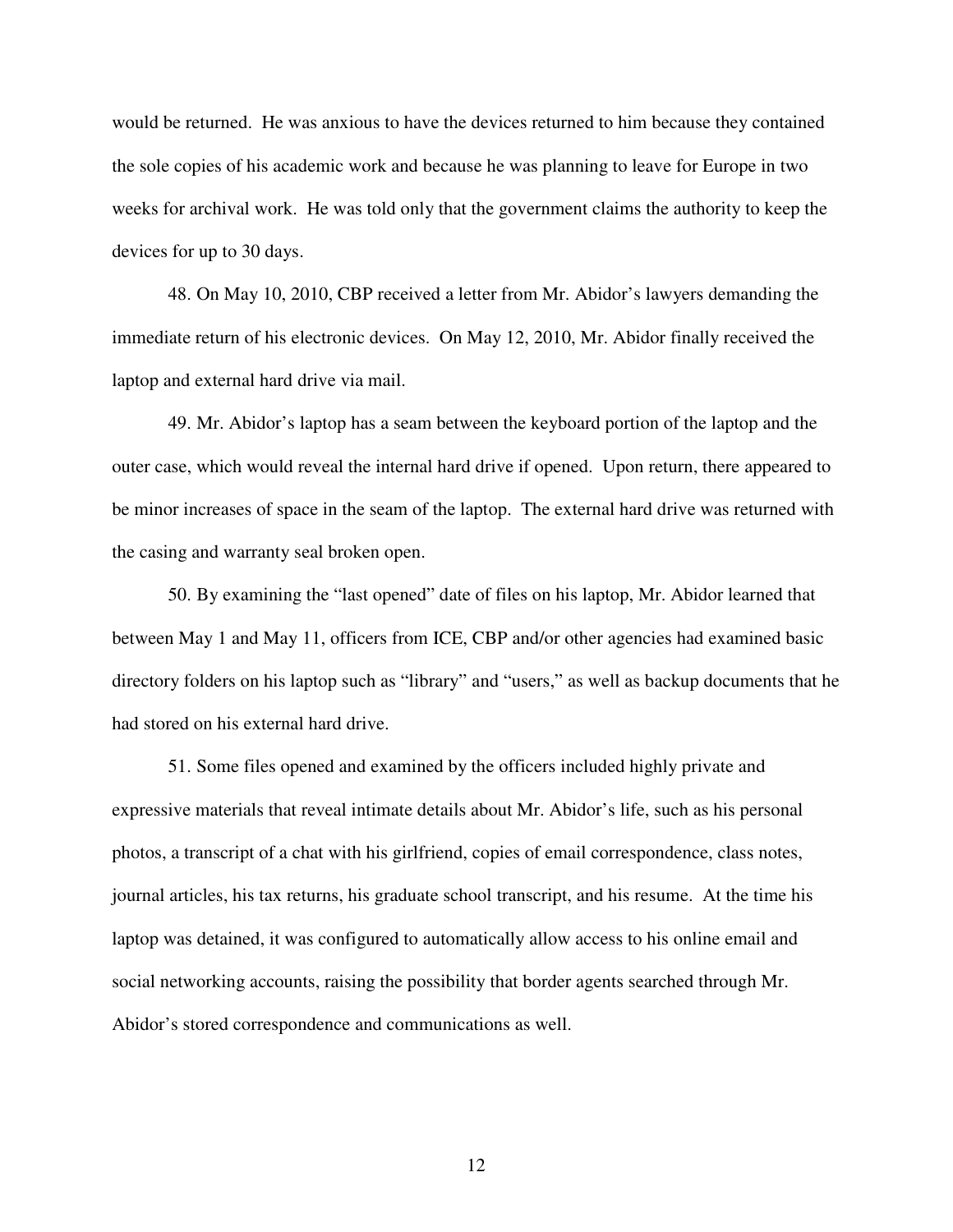would be returned. He was anxious to have the devices returned to him because they contained the sole copies of his academic work and because he was planning to leave for Europe in two weeks for archival work. He was told only that the government claims the authority to keep the devices for up to 30 days.

48. On May 10, 2010, CBP received a letter from Mr. Abidor's lawyers demanding the immediate return of his electronic devices. On May 12, 2010, Mr. Abidor finally received the laptop and external hard drive via mail.

49. Mr. Abidor's laptop has a seam between the keyboard portion of the laptop and the outer case, which would reveal the internal hard drive if opened. Upon return, there appeared to be minor increases of space in the seam of the laptop. The external hard drive was returned with the casing and warranty seal broken open.

50. By examining the "last opened" date of files on his laptop, Mr. Abidor learned that between May 1 and May 11, officers from ICE, CBP and/or other agencies had examined basic directory folders on his laptop such as "library" and "users," as well as backup documents that he had stored on his external hard drive.

51. Some files opened and examined by the officers included highly private and expressive materials that reveal intimate details about Mr. Abidor's life, such as his personal photos, a transcript of a chat with his girlfriend, copies of email correspondence, class notes, journal articles, his tax returns, his graduate school transcript, and his resume. At the time his laptop was detained, it was configured to automatically allow access to his online email and social networking accounts, raising the possibility that border agents searched through Mr. Abidor's stored correspondence and communications as well.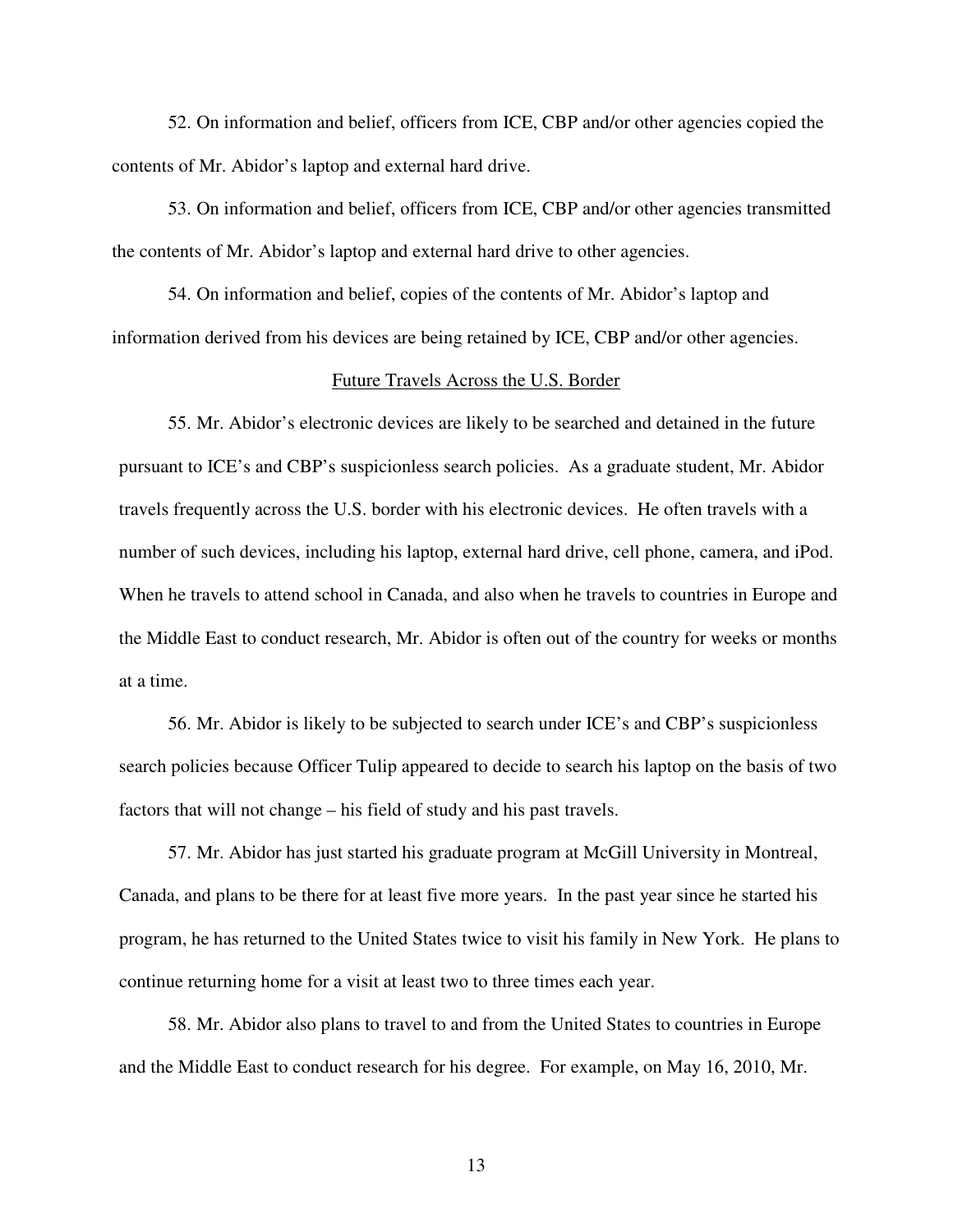52. On information and belief, officers from ICE, CBP and/or other agencies copied the contents of Mr. Abidor's laptop and external hard drive.

53. On information and belief, officers from ICE, CBP and/or other agencies transmitted the contents of Mr. Abidor's laptop and external hard drive to other agencies.

54. On information and belief, copies of the contents of Mr. Abidor's laptop and information derived from his devices are being retained by ICE, CBP and/or other agencies.

## Future Travels Across the U.S. Border

55. Mr. Abidor's electronic devices are likely to be searched and detained in the future pursuant to ICE's and CBP's suspicionless search policies. As a graduate student, Mr. Abidor travels frequently across the U.S. border with his electronic devices. He often travels with a number of such devices, including his laptop, external hard drive, cell phone, camera, and iPod. When he travels to attend school in Canada, and also when he travels to countries in Europe and the Middle East to conduct research, Mr. Abidor is often out of the country for weeks or months at a time.

56. Mr. Abidor is likely to be subjected to search under ICE's and CBP's suspicionless search policies because Officer Tulip appeared to decide to search his laptop on the basis of two factors that will not change – his field of study and his past travels.

57. Mr. Abidor has just started his graduate program at McGill University in Montreal, Canada, and plans to be there for at least five more years. In the past year since he started his program, he has returned to the United States twice to visit his family in New York. He plans to continue returning home for a visit at least two to three times each year.

58. Mr. Abidor also plans to travel to and from the United States to countries in Europe and the Middle East to conduct research for his degree. For example, on May 16, 2010, Mr.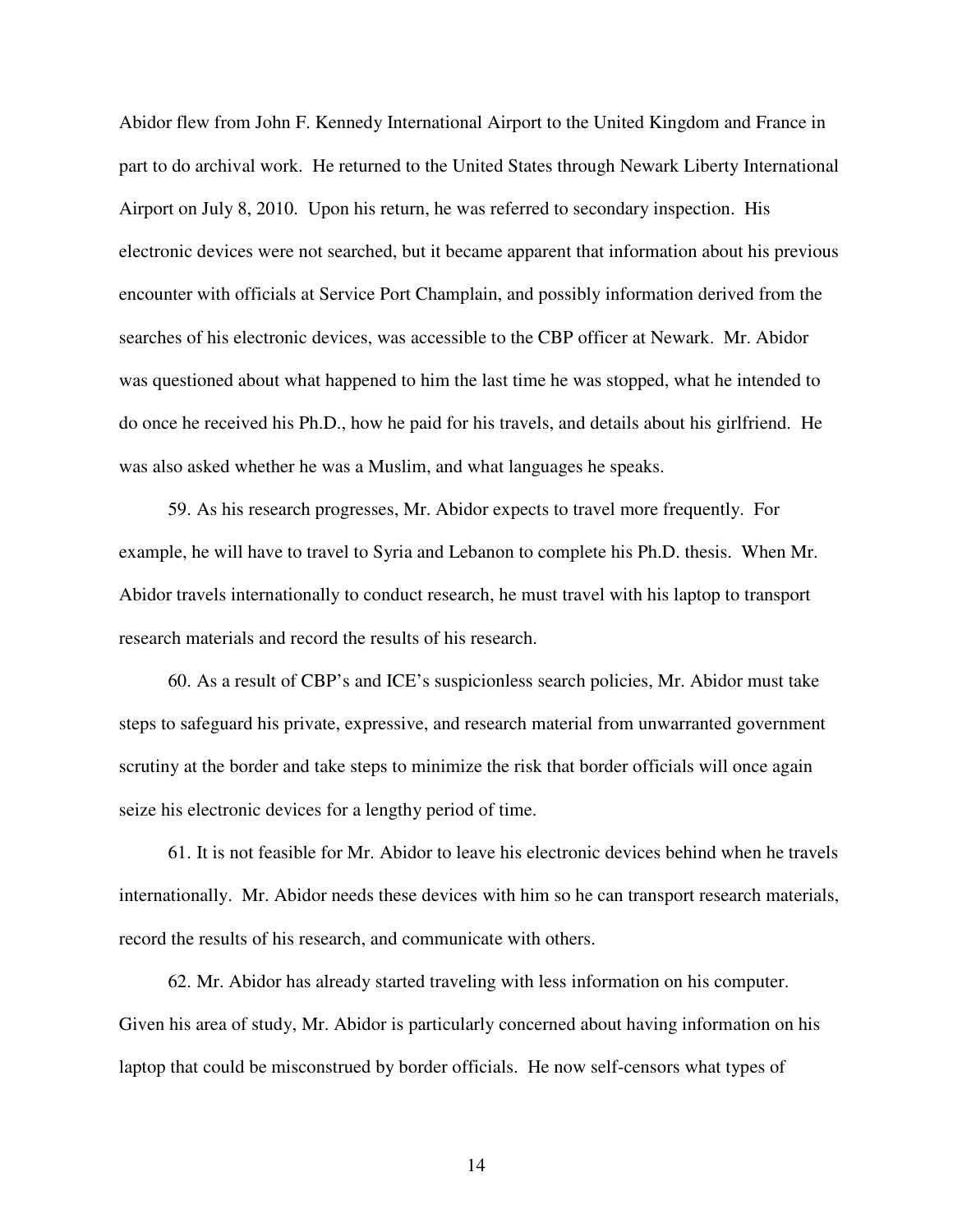Abidor flew from John F. Kennedy International Airport to the United Kingdom and France in part to do archival work. He returned to the United States through Newark Liberty International Airport on July 8, 2010. Upon his return, he was referred to secondary inspection. His electronic devices were not searched, but it became apparent that information about his previous encounter with officials at Service Port Champlain, and possibly information derived from the searches of his electronic devices, was accessible to the CBP officer at Newark. Mr. Abidor was questioned about what happened to him the last time he was stopped, what he intended to do once he received his Ph.D., how he paid for his travels, and details about his girlfriend. He was also asked whether he was a Muslim, and what languages he speaks.

59. As his research progresses, Mr. Abidor expects to travel more frequently. For example, he will have to travel to Syria and Lebanon to complete his Ph.D. thesis. When Mr. Abidor travels internationally to conduct research, he must travel with his laptop to transport research materials and record the results of his research.

60. As a result of CBP's and ICE's suspicionless search policies, Mr. Abidor must take steps to safeguard his private, expressive, and research material from unwarranted government scrutiny at the border and take steps to minimize the risk that border officials will once again seize his electronic devices for a lengthy period of time.

61. It is not feasible for Mr. Abidor to leave his electronic devices behind when he travels internationally. Mr. Abidor needs these devices with him so he can transport research materials, record the results of his research, and communicate with others.

62. Mr. Abidor has already started traveling with less information on his computer. Given his area of study, Mr. Abidor is particularly concerned about having information on his laptop that could be misconstrued by border officials. He now self-censors what types of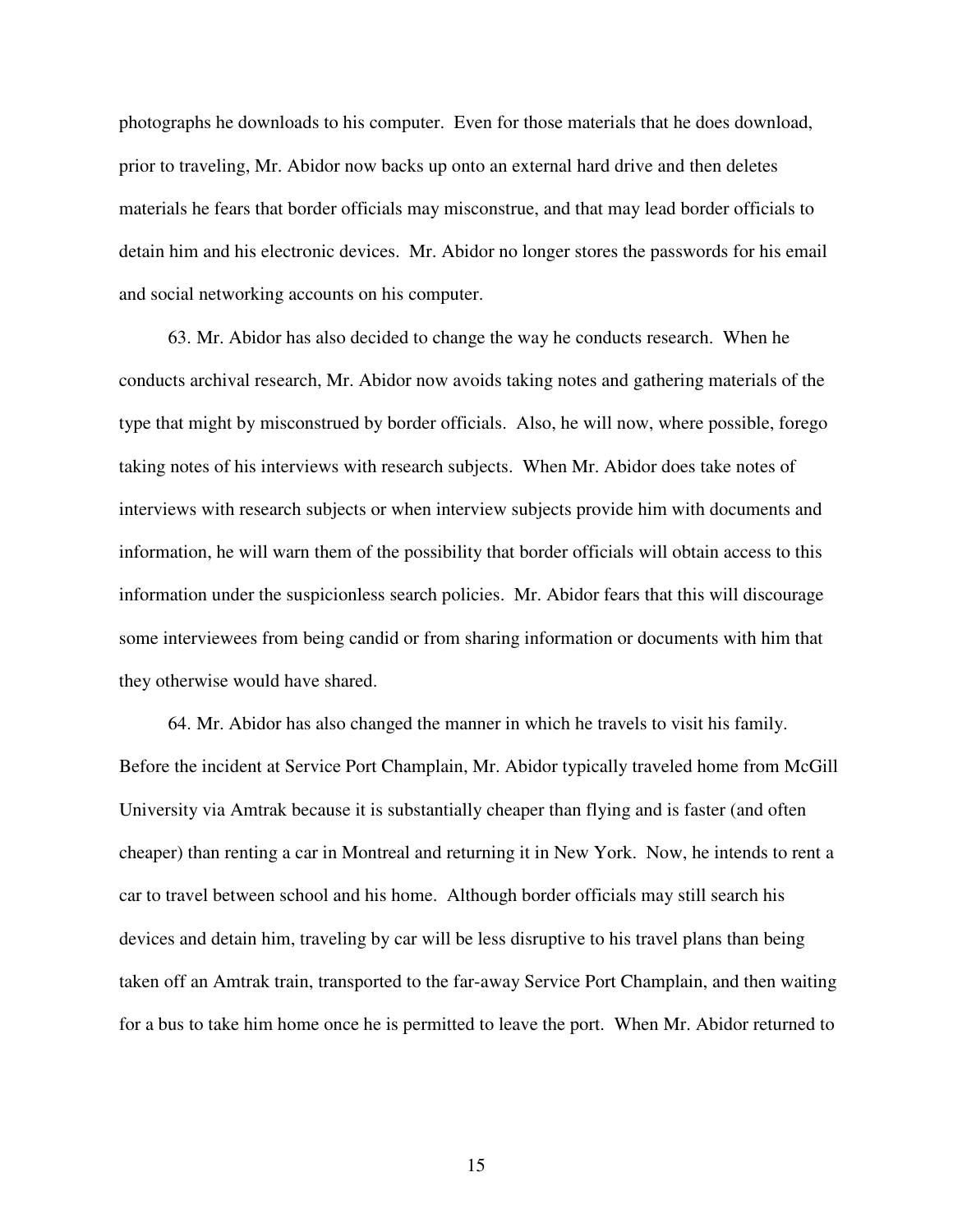photographs he downloads to his computer. Even for those materials that he does download, prior to traveling, Mr. Abidor now backs up onto an external hard drive and then deletes materials he fears that border officials may misconstrue, and that may lead border officials to detain him and his electronic devices. Mr. Abidor no longer stores the passwords for his email and social networking accounts on his computer.

63. Mr. Abidor has also decided to change the way he conducts research. When he conducts archival research, Mr. Abidor now avoids taking notes and gathering materials of the type that might by misconstrued by border officials. Also, he will now, where possible, forego taking notes of his interviews with research subjects. When Mr. Abidor does take notes of interviews with research subjects or when interview subjects provide him with documents and information, he will warn them of the possibility that border officials will obtain access to this information under the suspicionless search policies. Mr. Abidor fears that this will discourage some interviewees from being candid or from sharing information or documents with him that they otherwise would have shared.

64. Mr. Abidor has also changed the manner in which he travels to visit his family. Before the incident at Service Port Champlain, Mr. Abidor typically traveled home from McGill University via Amtrak because it is substantially cheaper than flying and is faster (and often cheaper) than renting a car in Montreal and returning it in New York. Now, he intends to rent a car to travel between school and his home. Although border officials may still search his devices and detain him, traveling by car will be less disruptive to his travel plans than being taken off an Amtrak train, transported to the far-away Service Port Champlain, and then waiting for a bus to take him home once he is permitted to leave the port. When Mr. Abidor returned to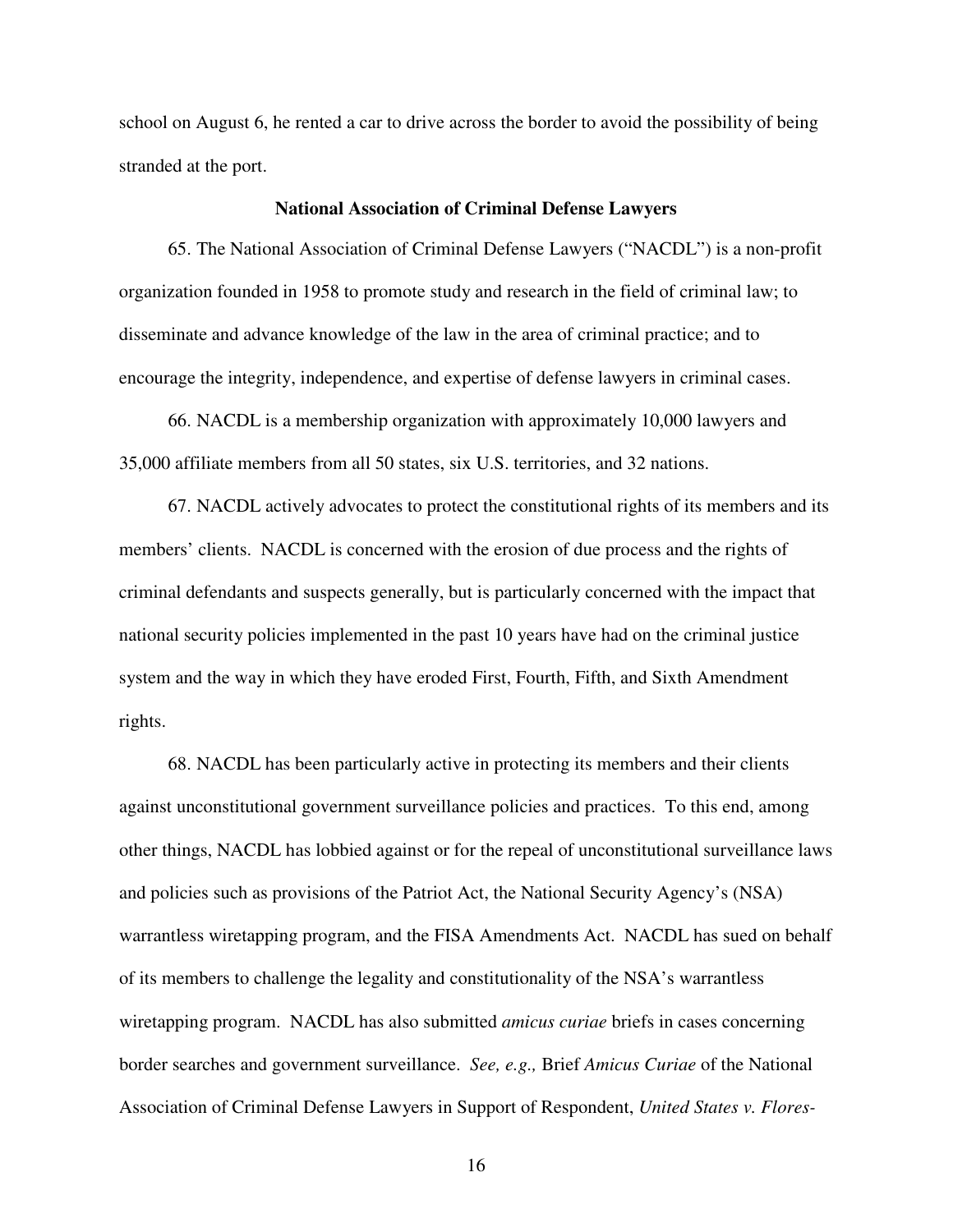school on August 6, he rented a car to drive across the border to avoid the possibility of being stranded at the port.

### National Association of Criminal Defense Lawyers

65. The National Association of Criminal Defense Lawyers ("NACDL") is a non-profit organization founded in 1958 to promote study and research in the field of criminal law; to disseminate and advance knowledge of the law in the area of criminal practice; and to encourage the integrity, independence, and expertise of defense lawyers in criminal cases.

66. NACDL is a membership organization with approximately 10,000 lawyers and 35,000 affiliate members from all 50 states, six U.S. territories, and 32 nations.

67. NACDL actively advocates to protect the constitutional rights of its members and its members' clients. NACDL is concerned with the erosion of due process and the rights of criminal defendants and suspects generally, but is particularly concerned with the impact that national security policies implemented in the past 10 years have had on the criminal justice system and the way in which they have eroded First, Fourth, Fifth, and Sixth Amendment rights.

68. NACDL has been particularly active in protecting its members and their clients against unconstitutional government surveillance policies and practices. To this end, among other things, NACDL has lobbied against or for the repeal of unconstitutional surveillance laws and policies such as provisions of the Patriot Act, the National Security Agency's (NSA) warrantless wiretapping program, and the FISA Amendments Act. NACDL has sued on behalf of its members to challenge the legality and constitutionality of the NSA's warrantless wiretapping program. NACDL has also submitted *amicus curiae* briefs in cases concerning border searches and government surveillance. *See, e.g.,* Brief *Amicus Curiae* of the National Association of Criminal Defense Lawyers in Support of Respondent, *United States v. Flores-*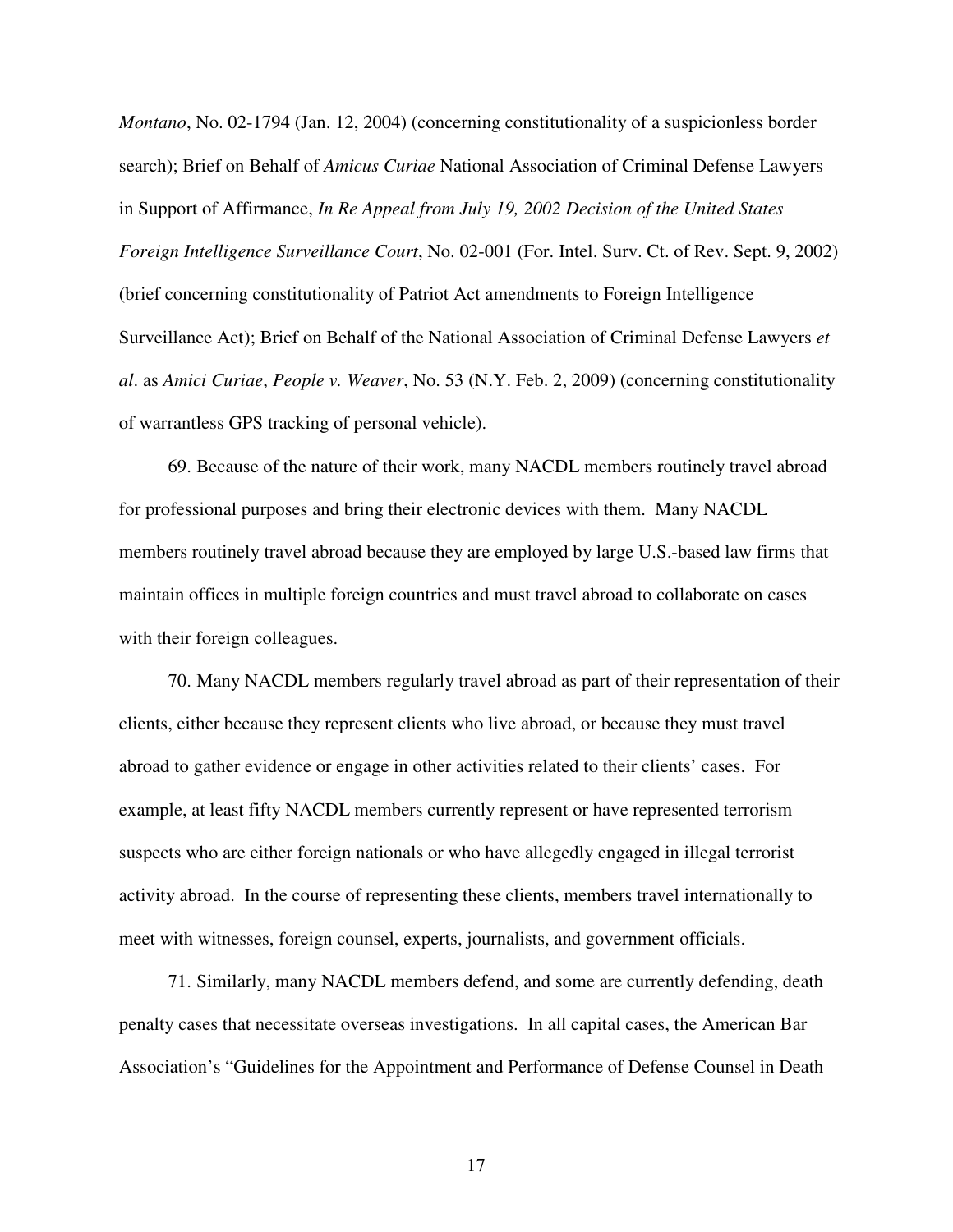*Montano*, No. 02-1794 (Jan. 12, 2004) (concerning constitutionality of a suspicionless border search); Brief on Behalf of *Amicus Curiae* National Association of Criminal Defense Lawyers in Support of Affirmance, *In Re Appeal from July 19, 2002 Decision of the United States Foreign Intelligence Surveillance Court*, No. 02-001 (For. Intel. Surv. Ct. of Rev. Sept. 9, 2002) (brief concerning constitutionality of Patriot Act amendments to Foreign Intelligence Surveillance Act); Brief on Behalf of the National Association of Criminal Defense Lawyers *et al*. as *Amici Curiae*, *People v. Weaver*, No. 53 (N.Y. Feb. 2, 2009) (concerning constitutionality of warrantless GPS tracking of personal vehicle).

69. Because of the nature of their work, many NACDL members routinely travel abroad for professional purposes and bring their electronic devices with them. Many NACDL members routinely travel abroad because they are employed by large U.S.-based law firms that maintain offices in multiple foreign countries and must travel abroad to collaborate on cases with their foreign colleagues.

70. Many NACDL members regularly travel abroad as part of their representation of their clients, either because they represent clients who live abroad, or because they must travel abroad to gather evidence or engage in other activities related to their clients' cases. For example, at least fifty NACDL members currently represent or have represented terrorism suspects who are either foreign nationals or who have allegedly engaged in illegal terrorist activity abroad. In the course of representing these clients, members travel internationally to meet with witnesses, foreign counsel, experts, journalists, and government officials.

71. Similarly, many NACDL members defend, and some are currently defending, death penalty cases that necessitate overseas investigations. In all capital cases, the American Bar Association's "Guidelines for the Appointment and Performance of Defense Counsel in Death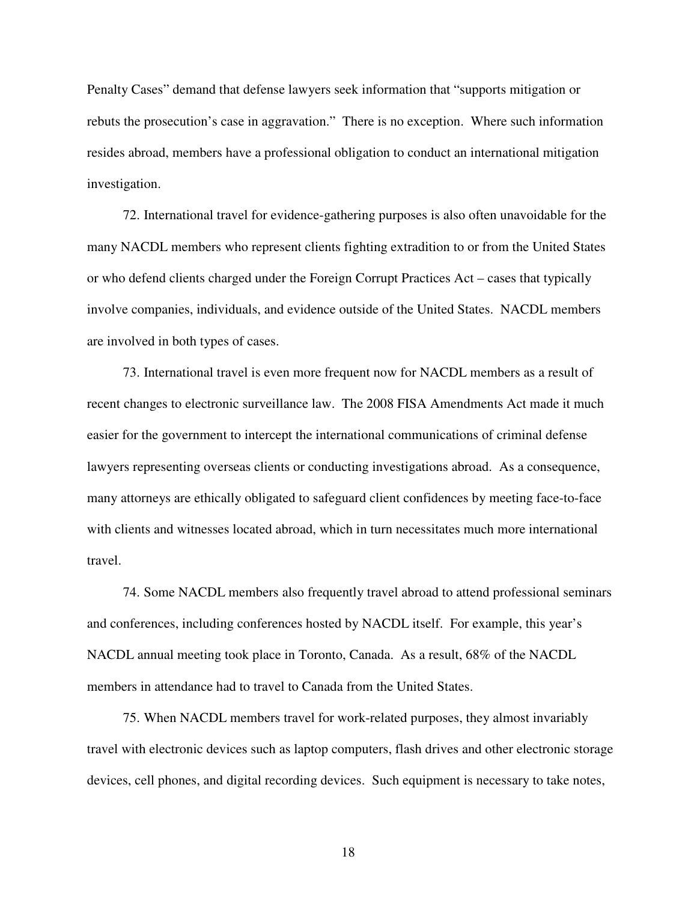Penalty Cases" demand that defense lawyers seek information that "supports mitigation or rebuts the prosecution's case in aggravation." There is no exception. Where such information resides abroad, members have a professional obligation to conduct an international mitigation investigation.

72. International travel for evidence-gathering purposes is also often unavoidable for the many NACDL members who represent clients fighting extradition to or from the United States or who defend clients charged under the Foreign Corrupt Practices Act – cases that typically involve companies, individuals, and evidence outside of the United States. NACDL members are involved in both types of cases.

73. International travel is even more frequent now for NACDL members as a result of recent changes to electronic surveillance law. The 2008 FISA Amendments Act made it much easier for the government to intercept the international communications of criminal defense lawyers representing overseas clients or conducting investigations abroad. As a consequence, many attorneys are ethically obligated to safeguard client confidences by meeting face-to-face with clients and witnesses located abroad, which in turn necessitates much more international travel.

74. Some NACDL members also frequently travel abroad to attend professional seminars and conferences, including conferences hosted by NACDL itself. For example, this year's NACDL annual meeting took place in Toronto, Canada. As a result, 68% of the NACDL members in attendance had to travel to Canada from the United States.

75. When NACDL members travel for work-related purposes, they almost invariably travel with electronic devices such as laptop computers, flash drives and other electronic storage devices, cell phones, and digital recording devices. Such equipment is necessary to take notes,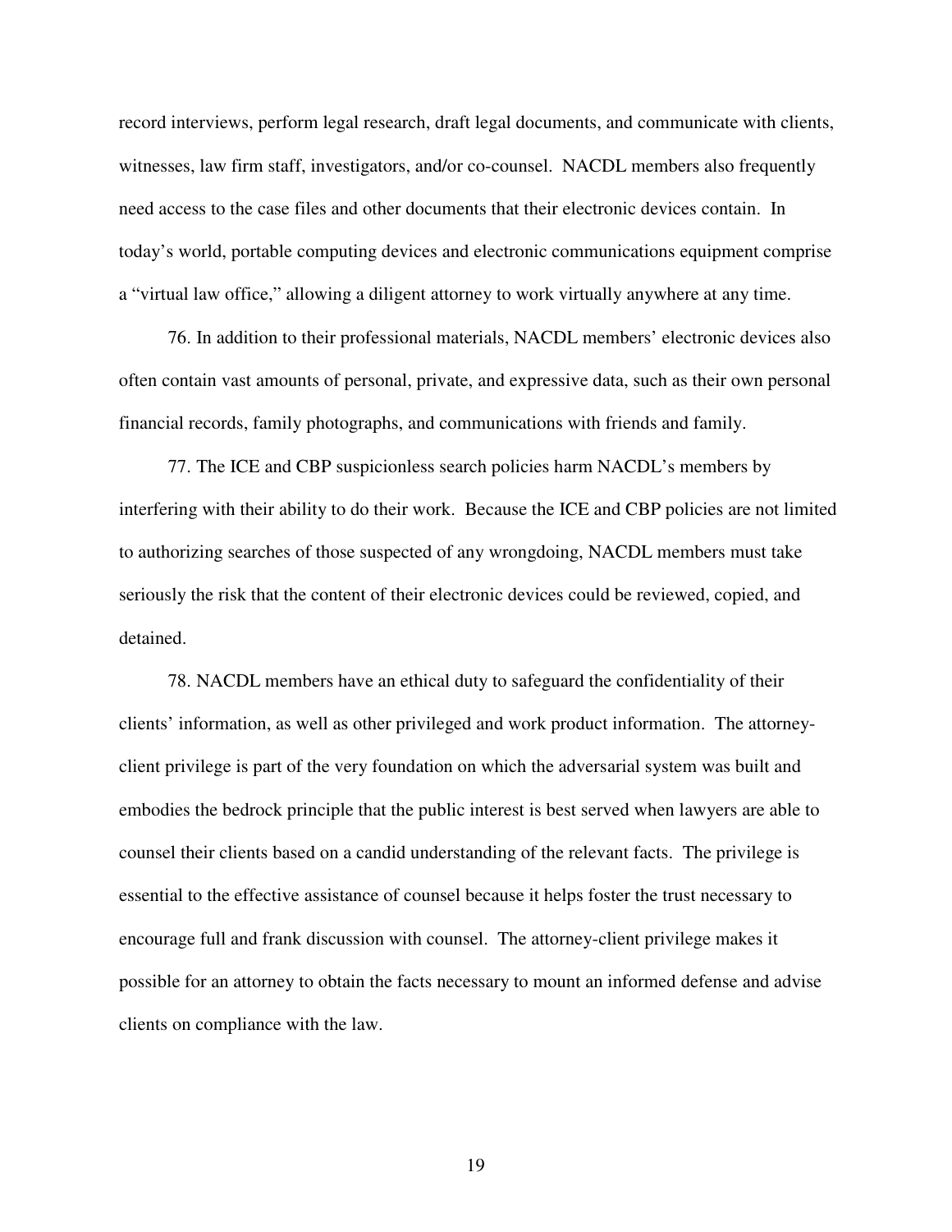record interviews, perform legal research, draft legal documents, and communicate with clients, witnesses, law firm staff, investigators, and/or co-counsel. NACDL members also frequently need access to the case files and other documents that their electronic devices contain. In today's world, portable computing devices and electronic communications equipment comprise a "virtual law office," allowing a diligent attorney to work virtually anywhere at any time.

76. In addition to their professional materials, NACDL members' electronic devices also often contain vast amounts of personal, private, and expressive data, such as their own personal financial records, family photographs, and communications with friends and family.

77. The ICE and CBP suspicionless search policies harm NACDL's members by interfering with their ability to do their work. Because the ICE and CBP policies are not limited to authorizing searches of those suspected of any wrongdoing, NACDL members must take seriously the risk that the content of their electronic devices could be reviewed, copied, and detained.

78. NACDL members have an ethical duty to safeguard the confidentiality of their clients' information, as well as other privileged and work product information. The attorney-client privilege is part of the very foundation on which the adversarial system was built and embodies the bedrock principle that the public interest is best served when lawyers are able to counsel their clients based on a candid understanding of the relevant facts. The privilege is essential to the effective assistance of counsel because it helps foster the trust necessary to encourage full and frank discussion with counsel. The attorney-client privilege makes it possible for an attorney to obtain the facts necessary to mount an informed defense and advise clients on compliance with the law.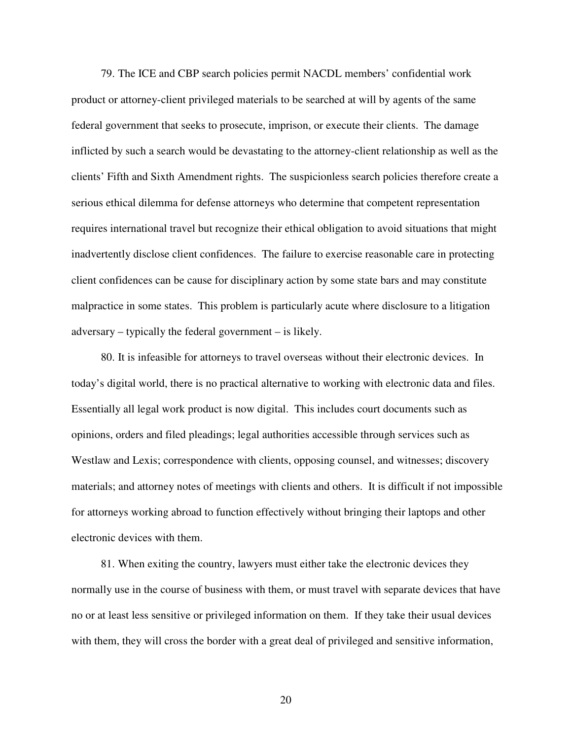79. The ICE and CBP search policies permit NACDL members' confidential work product or attorney-client privileged materials to be searched at will by agents of the same federal government that seeks to prosecute, imprison, or execute their clients. The damage inflicted by such a search would be devastating to the attorney-client relationship as well as the clients' Fifth and Sixth Amendment rights. The suspicionless search policies therefore create a serious ethical dilemma for defense attorneys who determine that competent representation requires international travel but recognize their ethical obligation to avoid situations that might inadvertently disclose client confidences. The failure to exercise reasonable care in protecting client confidences can be cause for disciplinary action by some state bars and may constitute malpractice in some states. This problem is particularly acute where disclosure to a litigation adversary – typically the federal government – is likely.

80. It is infeasible for attorneys to travel overseas without their electronic devices. In today's digital world, there is no practical alternative to working with electronic data and files. Essentially all legal work product is now digital. This includes court documents such as opinions, orders and filed pleadings; legal authorities accessible through services such as Westlaw and Lexis; correspondence with clients, opposing counsel, and witnesses; discovery materials; and attorney notes of meetings with clients and others. It is difficult if not impossible for attorneys working abroad to function effectively without bringing their laptops and other electronic devices with them.

81. When exiting the country, lawyers must either take the electronic devices they normally use in the course of business with them, or must travel with separate devices that have no or at least less sensitive or privileged information on them. If they take their usual devices with them, they will cross the border with a great deal of privileged and sensitive information,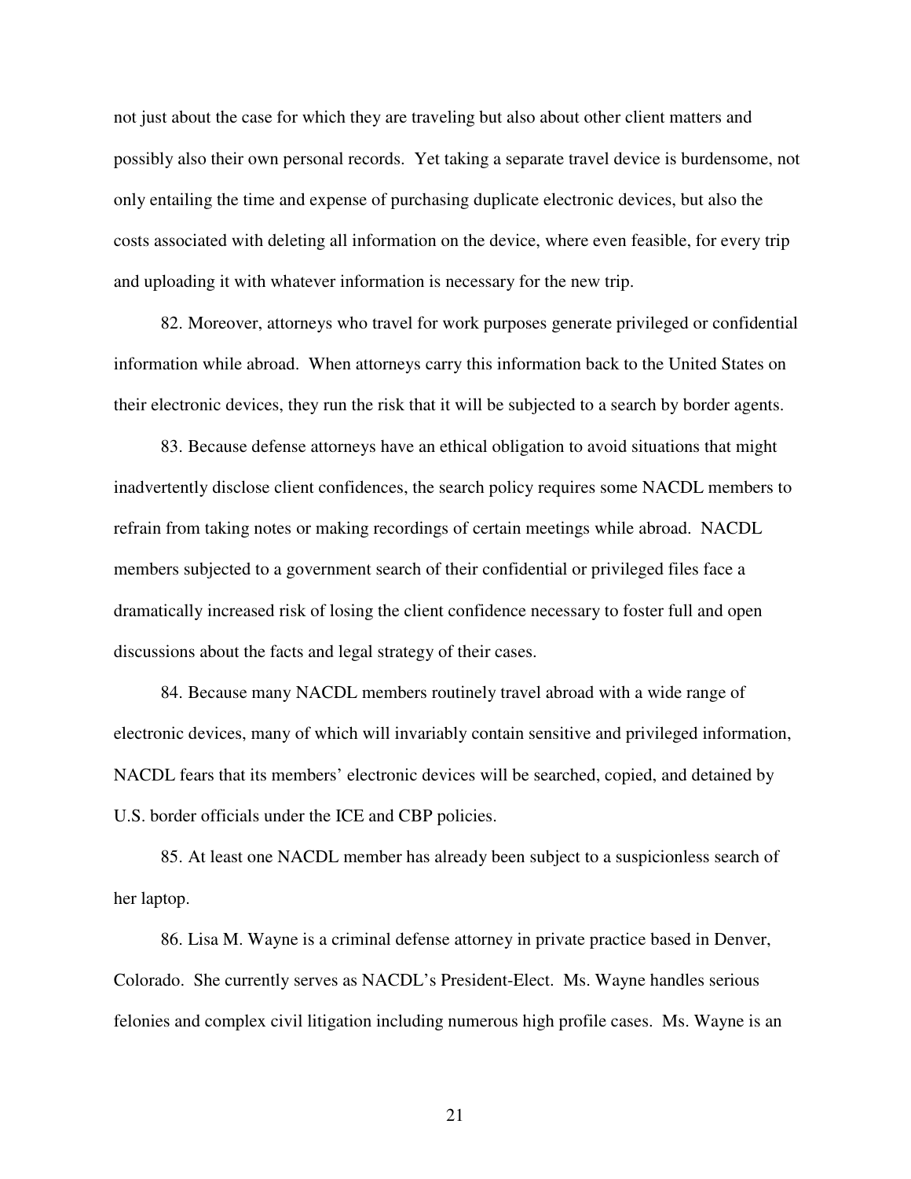not just about the case for which they are traveling but also about other client matters and possibly also their own personal records. Yet taking a separate travel device is burdensome, not only entailing the time and expense of purchasing duplicate electronic devices, but also the costs associated with deleting all information on the device, where even feasible, for every trip and uploading it with whatever information is necessary for the new trip.

82. Moreover, attorneys who travel for work purposes generate privileged or confidential information while abroad. When attorneys carry this information back to the United States on their electronic devices, they run the risk that it will be subjected to a search by border agents.

83. Because defense attorneys have an ethical obligation to avoid situations that might inadvertently disclose client confidences, the search policy requires some NACDL members to refrain from taking notes or making recordings of certain meetings while abroad. NACDL members subjected to a government search of their confidential or privileged files face a dramatically increased risk of losing the client confidence necessary to foster full and open discussions about the facts and legal strategy of their cases.

84. Because many NACDL members routinely travel abroad with a wide range of electronic devices, many of which will invariably contain sensitive and privileged information, NACDL fears that its members' electronic devices will be searched, copied, and detained by U.S. border officials under the ICE and CBP policies.

85. At least one NACDL member has already been subject to a suspicionless search of her laptop.

86. Lisa M. Wayne is a criminal defense attorney in private practice based in Denver, Colorado. She currently serves as NACDL's President-Elect. Ms. Wayne handles serious felonies and complex civil litigation including numerous high profile cases. Ms. Wayne is an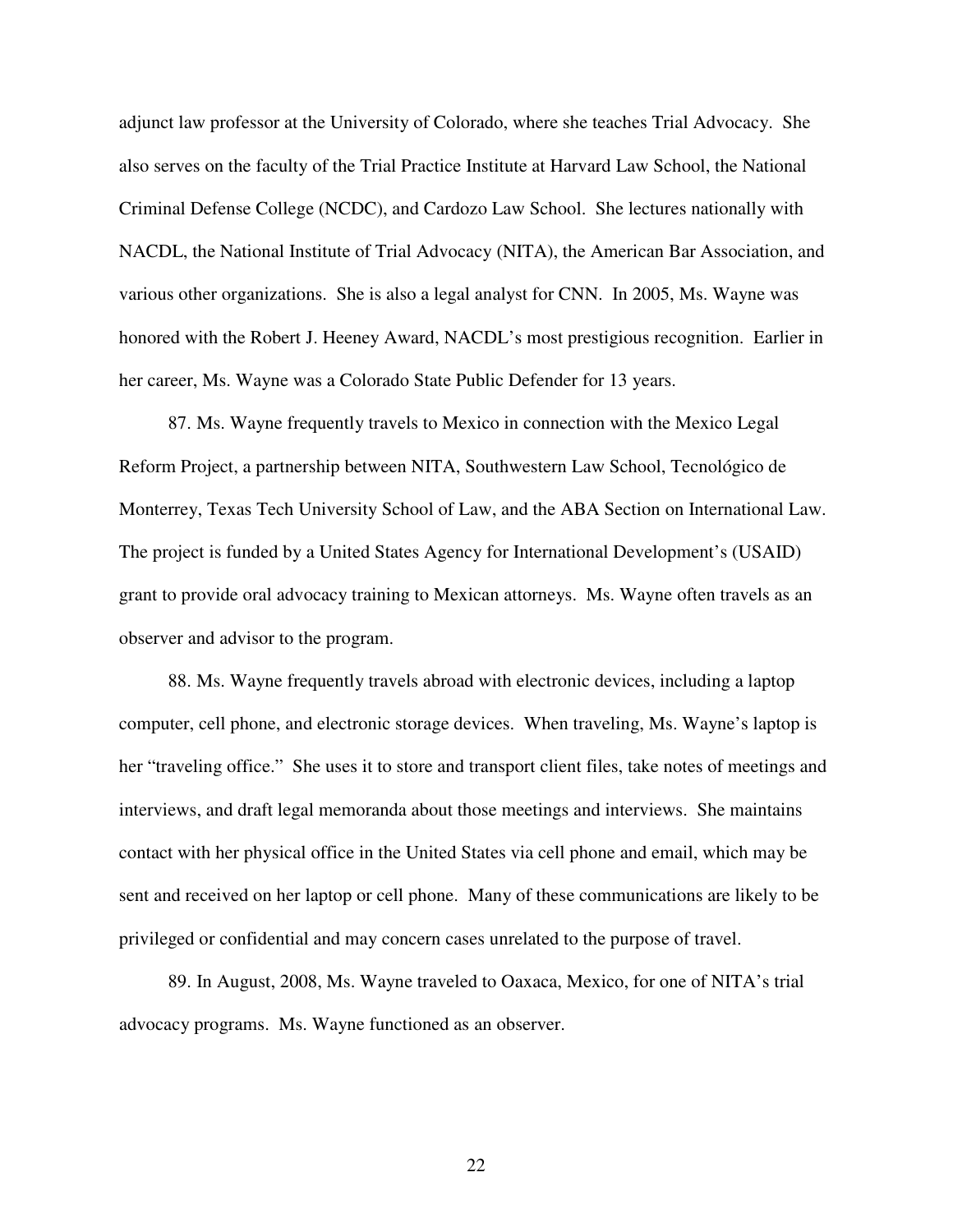adjunct law professor at the University of Colorado, where she teaches Trial Advocacy. She also serves on the faculty of the Trial Practice Institute at Harvard Law School, the National Criminal Defense College (NCDC), and Cardozo Law School. She lectures nationally with NACDL, the National Institute of Trial Advocacy (NITA), the American Bar Association, and various other organizations. She is also a legal analyst for CNN. In 2005, Ms. Wayne was honored with the Robert J. Heeney Award, NACDL's most prestigious recognition. Earlier in her career, Ms. Wayne was a Colorado State Public Defender for 13 years.

87. Ms. Wayne frequently travels to Mexico in connection with the Mexico Legal Reform Project, a partnership between NITA, Southwestern Law School, Tecnológico de Monterrey, Texas Tech University School of Law, and the ABA Section on International Law. The project is funded by a United States Agency for International Development's (USAID) grant to provide oral advocacy training to Mexican attorneys. Ms. Wayne often travels as an observer and advisor to the program.

88. Ms. Wayne frequently travels abroad with electronic devices, including a laptop computer, cell phone, and electronic storage devices. When traveling, Ms. Wayne's laptop is her "traveling office." She uses it to store and transport client files, take notes of meetings and interviews, and draft legal memoranda about those meetings and interviews. She maintains contact with her physical office in the United States via cell phone and email, which may be sent and received on her laptop or cell phone. Many of these communications are likely to be privileged or confidential and may concern cases unrelated to the purpose of travel.

89. In August, 2008, Ms. Wayne traveled to Oaxaca, Mexico, for one of NITA's trial advocacy programs. Ms. Wayne functioned as an observer.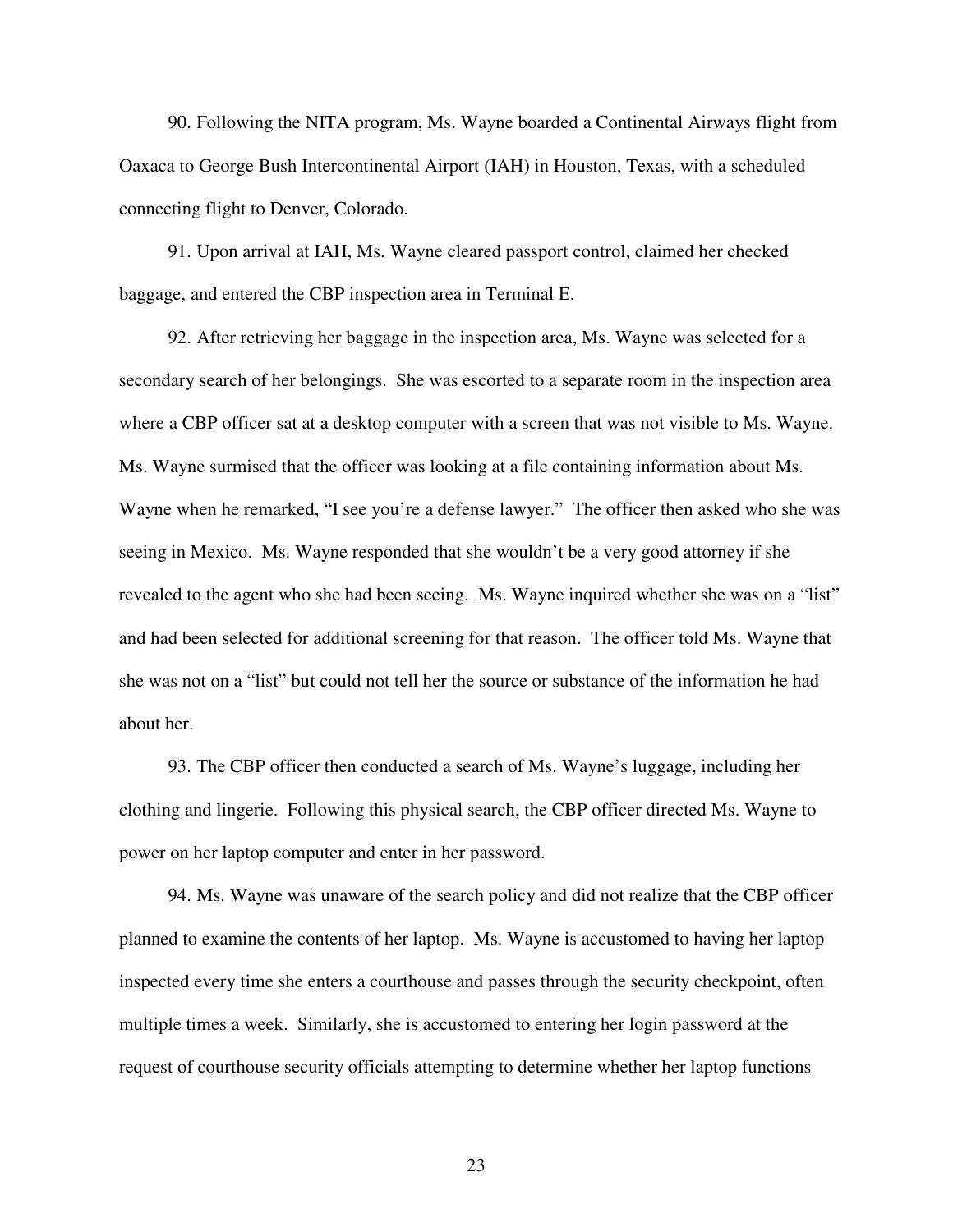90. Following the NITA program, Ms. Wayne boarded a Continental Airways flight from Oaxaca to George Bush Intercontinental Airport (IAH) in Houston, Texas, with a scheduled connecting flight to Denver, Colorado.

91. Upon arrival at IAH, Ms. Wayne cleared passport control, claimed her checked baggage, and entered the CBP inspection area in Terminal E.

92. After retrieving her baggage in the inspection area, Ms. Wayne was selected for a secondary search of her belongings. She was escorted to a separate room in the inspection area where a CBP officer sat at a desktop computer with a screen that was not visible to Ms. Wayne. Ms. Wayne surmised that the officer was looking at a file containing information about Ms. Wayne when he remarked, "I see you're a defense lawyer." The officer then asked who she was seeing in Mexico. Ms. Wayne responded that she wouldn't be a very good attorney if she revealed to the agent who she had been seeing. Ms. Wayne inquired whether she was on a "list" and had been selected for additional screening for that reason. The officer told Ms. Wayne that she was not on a "list" but could not tell her the source or substance of the information he had about her.

93. The CBP officer then conducted a search of Ms. Wayne's luggage, including her clothing and lingerie. Following this physical search, the CBP officer directed Ms. Wayne to power on her laptop computer and enter in her password.

94. Ms. Wayne was unaware of the search policy and did not realize that the CBP officer planned to examine the contents of her laptop. Ms. Wayne is accustomed to having her laptop inspected every time she enters a courthouse and passes through the security checkpoint, often multiple times a week. Similarly, she is accustomed to entering her login password at the request of courthouse security officials attempting to determine whether her laptop functions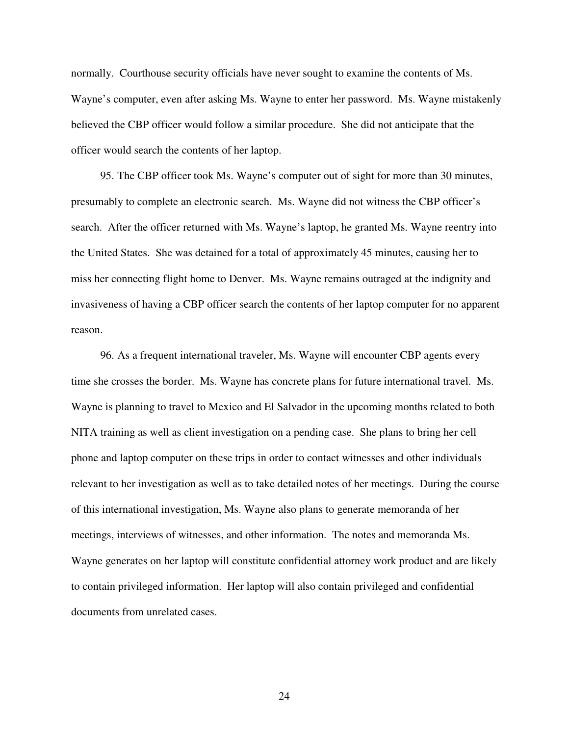normally. Courthouse security officials have never sought to examine the contents of Ms. Wayne's computer, even after asking Ms. Wayne to enter her password. Ms. Wayne mistakenly believed the CBP officer would follow a similar procedure. She did not anticipate that the officer would search the contents of her laptop.

95. The CBP officer took Ms. Wayne's computer out of sight for more than 30 minutes, presumably to complete an electronic search. Ms. Wayne did not witness the CBP officer's search. After the officer returned with Ms. Wayne's laptop, he granted Ms. Wayne reentry into the United States. She was detained for a total of approximately 45 minutes, causing her to miss her connecting flight home to Denver. Ms. Wayne remains outraged at the indignity and invasiveness of having a CBP officer search the contents of her laptop computer for no apparent reason.

96. As a frequent international traveler, Ms. Wayne will encounter CBP agents every time she crosses the border. Ms. Wayne has concrete plans for future international travel. Ms. Wayne is planning to travel to Mexico and El Salvador in the upcoming months related to both NITA training as well as client investigation on a pending case. She plans to bring her cell phone and laptop computer on these trips in order to contact witnesses and other individuals relevant to her investigation as well as to take detailed notes of her meetings. During the course of this international investigation, Ms. Wayne also plans to generate memoranda of her meetings, interviews of witnesses, and other information. The notes and memoranda Ms. Wayne generates on her laptop will constitute confidential attorney work product and are likely to contain privileged information. Her laptop will also contain privileged and confidential documents from unrelated cases.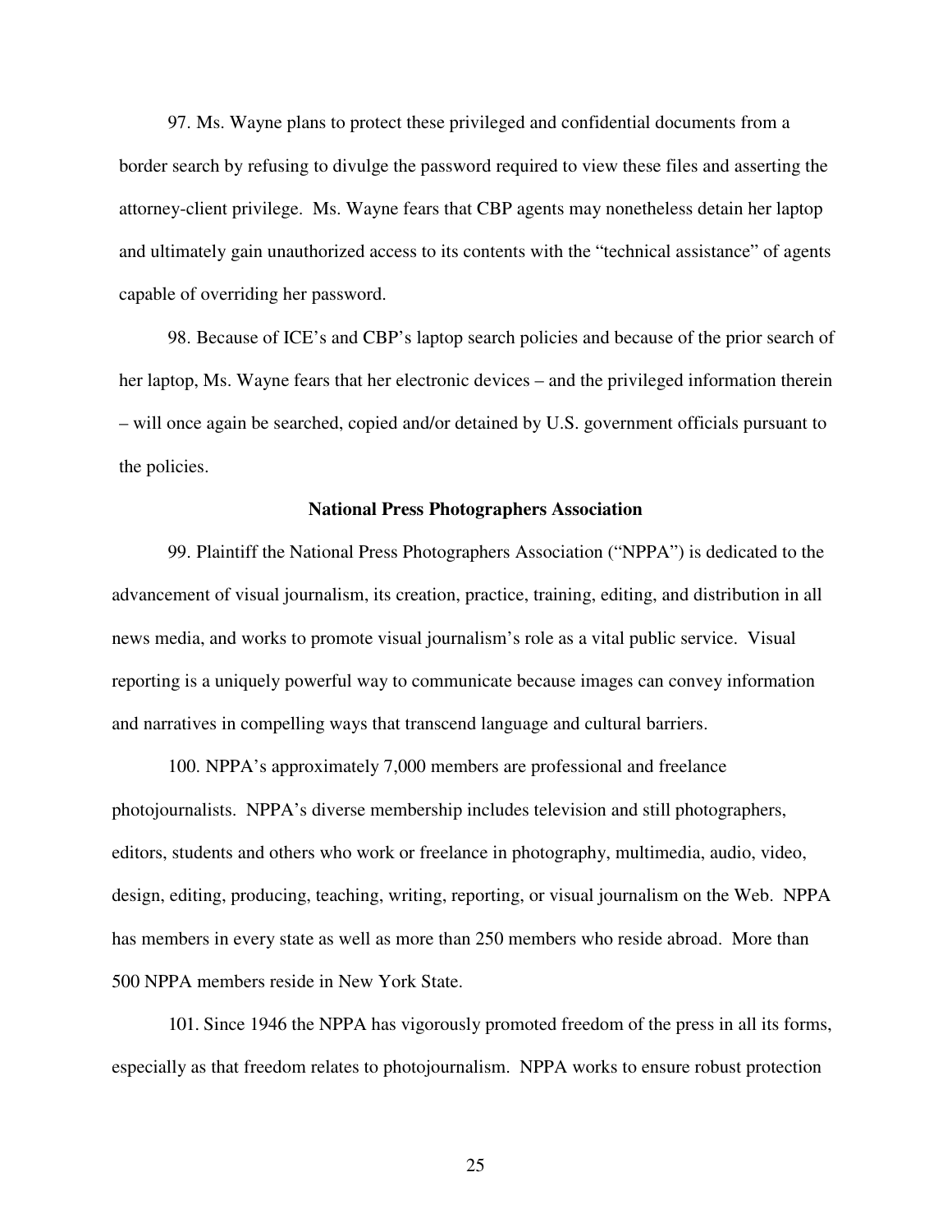97. Ms. Wayne plans to protect these privileged and confidential documents from a border search by refusing to divulge the password required to view these files and asserting the attorney-client privilege. Ms. Wayne fears that CBP agents may nonetheless detain her laptop and ultimately gain unauthorized access to its contents with the "technical assistance" of agents capable of overriding her password.

98. Because of ICE's and CBP's laptop search policies and because of the prior search of her laptop, Ms. Wayne fears that her electronic devices – and the privileged information therein – will once again be searched, copied and/or detained by U.S. government officials pursuant to the policies.

**National Press Photographers Association**

99. Plaintiff the National Press Photographers Association ("NPPA") is dedicated to the advancement of visual journalism, its creation, practice, training, editing, and distribution in all news media, and works to promote visual journalism's role as a vital public service. Visual reporting is a uniquely powerful way to communicate because images can convey information and narratives in compelling ways that transcend language and cultural barriers.

100. NPPA's approximately 7,000 members are professional and freelance photojournalists. NPPA's diverse membership includes television and still photographers, editors, students and others who work or freelance in photography, multimedia, audio, video, design, editing, producing, teaching, writing, reporting, or visual journalism on the Web. NPPA has members in every state as well as more than 250 members who reside abroad. More than 500 NPPA members reside in New York State.

101. Since 1946 the NPPA has vigorously promoted freedom of the press in all its forms, especially as that freedom relates to photojournalism. NPPA works to ensure robust protection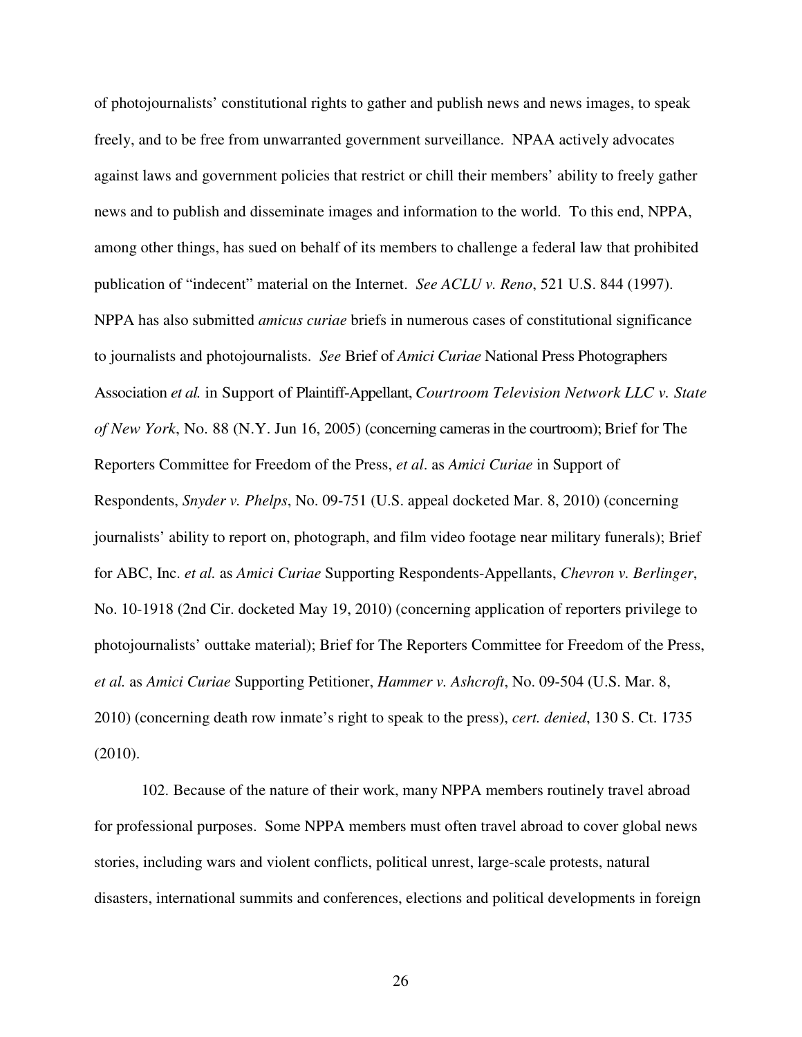of photojournalists' constitutional rights to gather and publish news and news images, to speak freely, and to be free from unwarranted government surveillance. NPAA actively advocates against laws and government policies that restrict or chill their members' ability to freely gather news and to publish and disseminate images and information to the world. To this end, NPPA, among other things, has sued on behalf of its members to challenge a federal law that prohibited publication of "indecent" material on the Internet. *See ACLU v. Reno*, 521 U.S. 844 (1997). NPPA has also submitted *amicus curiae* briefs in numerous cases of constitutional significance to journalists and photojournalists. *See* Brief of *Amici Curiae* National Press Photographers Association *et al.* in Support of Plaintiff-Appellant, *Courtroom Television Network LLC v. State of New York*, No. 88 (N.Y. Jun 16, 2005) (concerning cameras in the courtroom); Brief for The Reporters Committee for Freedom of the Press, *et al*. as *Amici Curiae* in Support of Respondents, *Snyder v. Phelps*, No. 09-751 (U.S. appeal docketed Mar. 8, 2010) (concerning journalists' ability to report on, photograph, and film video footage near military funerals); Brief for ABC, Inc. *et al.* as *Amici Curiae* Supporting Respondents-Appellants, *Chevron v. Berlinger*, No. 10-1918 (2nd Cir. docketed May 19, 2010) (concerning application of reporters privilege to photojournalists' outtake material); Brief for The Reporters Committee for Freedom of the Press, *et al.* as *Amici Curiae* Supporting Petitioner, *Hammer v. Ashcroft*, No. 09-504 (U.S. Mar. 8, 2010) (concerning death row inmate's right to speak to the press), *cert. denied*, 130 S. Ct. 1735 (2010).

102. Because of the nature of their work, many NPPA members routinely travel abroad for professional purposes. Some NPPA members must often travel abroad to cover global news stories, including wars and violent conflicts, political unrest, large-scale protests, natural disasters, international summits and conferences, elections and political developments in foreign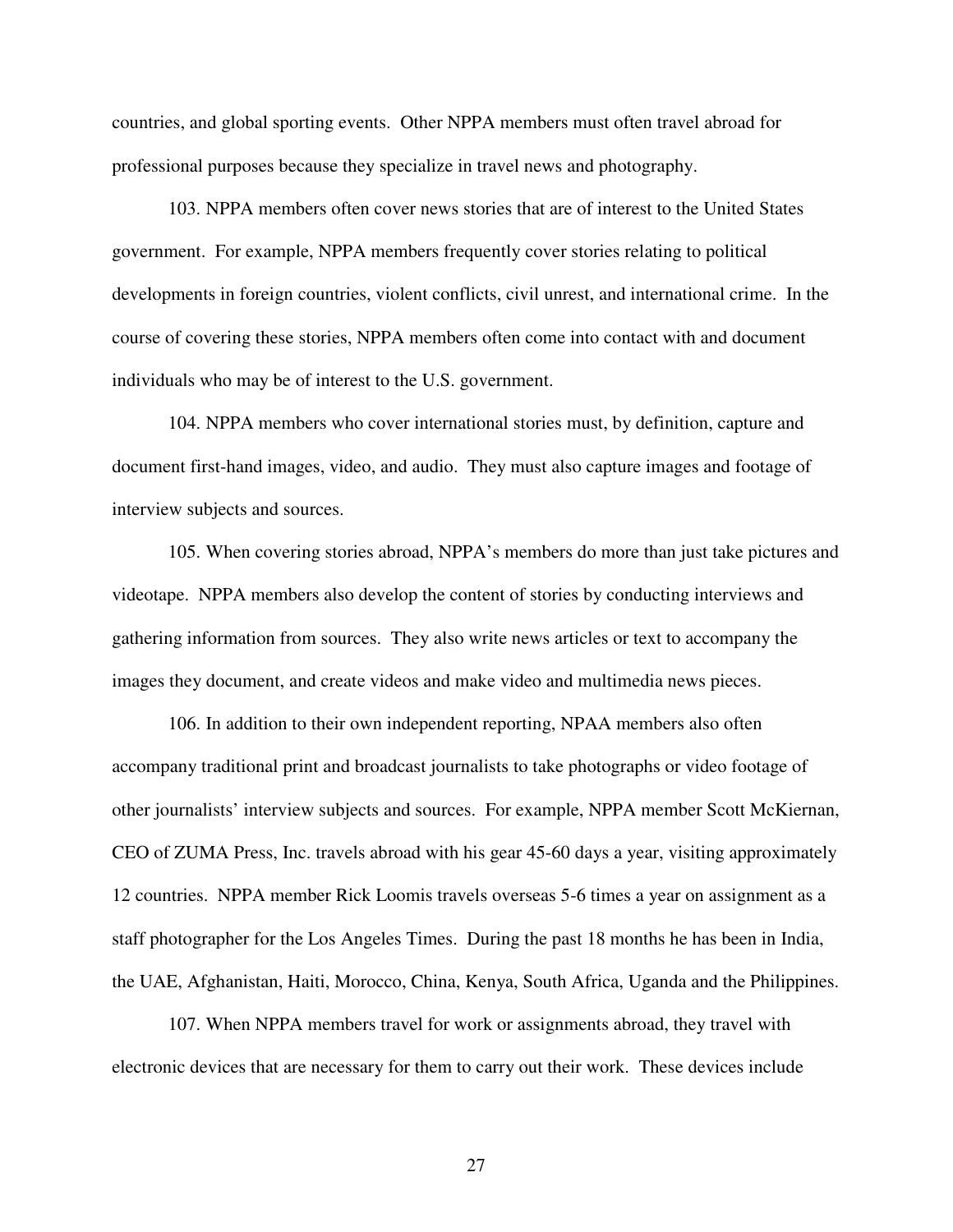countries, and global sporting events. Other NPPA members must often travel abroad for professional purposes because they specialize in travel news and photography.

103. NPPA members often cover news stories that are of interest to the United States government. For example, NPPA members frequently cover stories relating to political developments in foreign countries, violent conflicts, civil unrest, and international crime. In the course of covering these stories, NPPA members often come into contact with and document individuals who may be of interest to the U.S. government.

104. NPPA members who cover international stories must, by definition, capture and document first-hand images, video, and audio. They must also capture images and footage of interview subjects and sources.

105. When covering stories abroad, NPPA's members do more than just take pictures and videotape. NPPA members also develop the content of stories by conducting interviews and gathering information from sources. They also write news articles or text to accompany the images they document, and create videos and make video and multimedia news pieces.

106. In addition to their own independent reporting, NPAA members also often accompany traditional print and broadcast journalists to take photographs or video footage of other journalists' interview subjects and sources. For example, NPPA member Scott McKiernan, CEO of ZUMA Press, Inc. travels abroad with his gear 45-60 days a year, visiting approximately 12 countries. NPPA member Rick Loomis travels overseas 5-6 times a year on assignment as a staff photographer for the Los Angeles Times. During the past 18 months he has been in India, the UAE, Afghanistan, Haiti, Morocco, China, Kenya, South Africa, Uganda and the Philippines.

107. When NPPA members travel for work or assignments abroad, they travel with electronic devices that are necessary for them to carry out their work. These devices include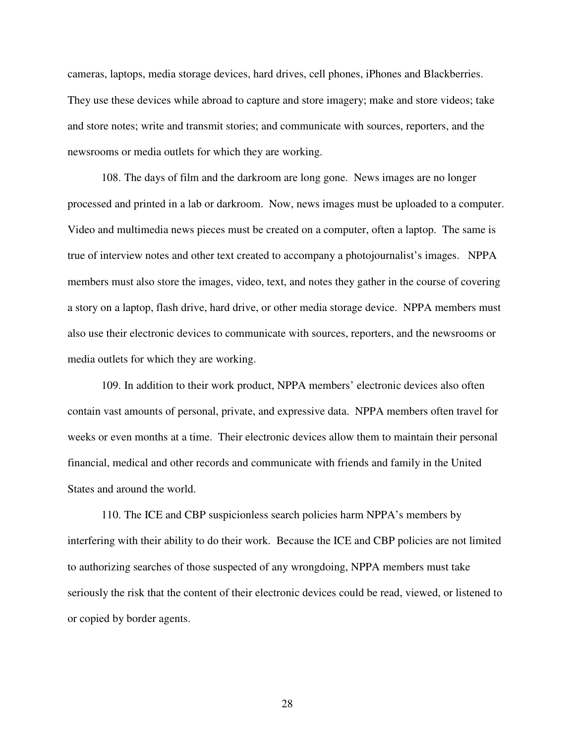cameras, laptops, media storage devices, hard drives, cell phones, iPhones and Blackberries. They use these devices while abroad to capture and store imagery; make and store videos; take and store notes; write and transmit stories; and communicate with sources, reporters, and the newsrooms or media outlets for which they are working.

108. The days of film and the darkroom are long gone. News images are no longer processed and printed in a lab or darkroom. Now, news images must be uploaded to a computer. Video and multimedia news pieces must be created on a computer, often a laptop. The same is true of interview notes and other text created to accompany a photojournalist's images. NPPA members must also store the images, video, text, and notes they gather in the course of covering a story on a laptop, flash drive, hard drive, or other media storage device. NPPA members must also use their electronic devices to communicate with sources, reporters, and the newsrooms or media outlets for which they are working.

109. In addition to their work product, NPPA members' electronic devices also often contain vast amounts of personal, private, and expressive data. NPPA members often travel for weeks or even months at a time. Their electronic devices allow them to maintain their personal financial, medical and other records and communicate with friends and family in the United States and around the world.

110. The ICE and CBP suspicionless search policies harm NPPA's members by interfering with their ability to do their work. Because the ICE and CBP policies are not limited to authorizing searches of those suspected of any wrongdoing, NPPA members must take seriously the risk that the content of their electronic devices could be read, viewed, or listened to or copied by border agents.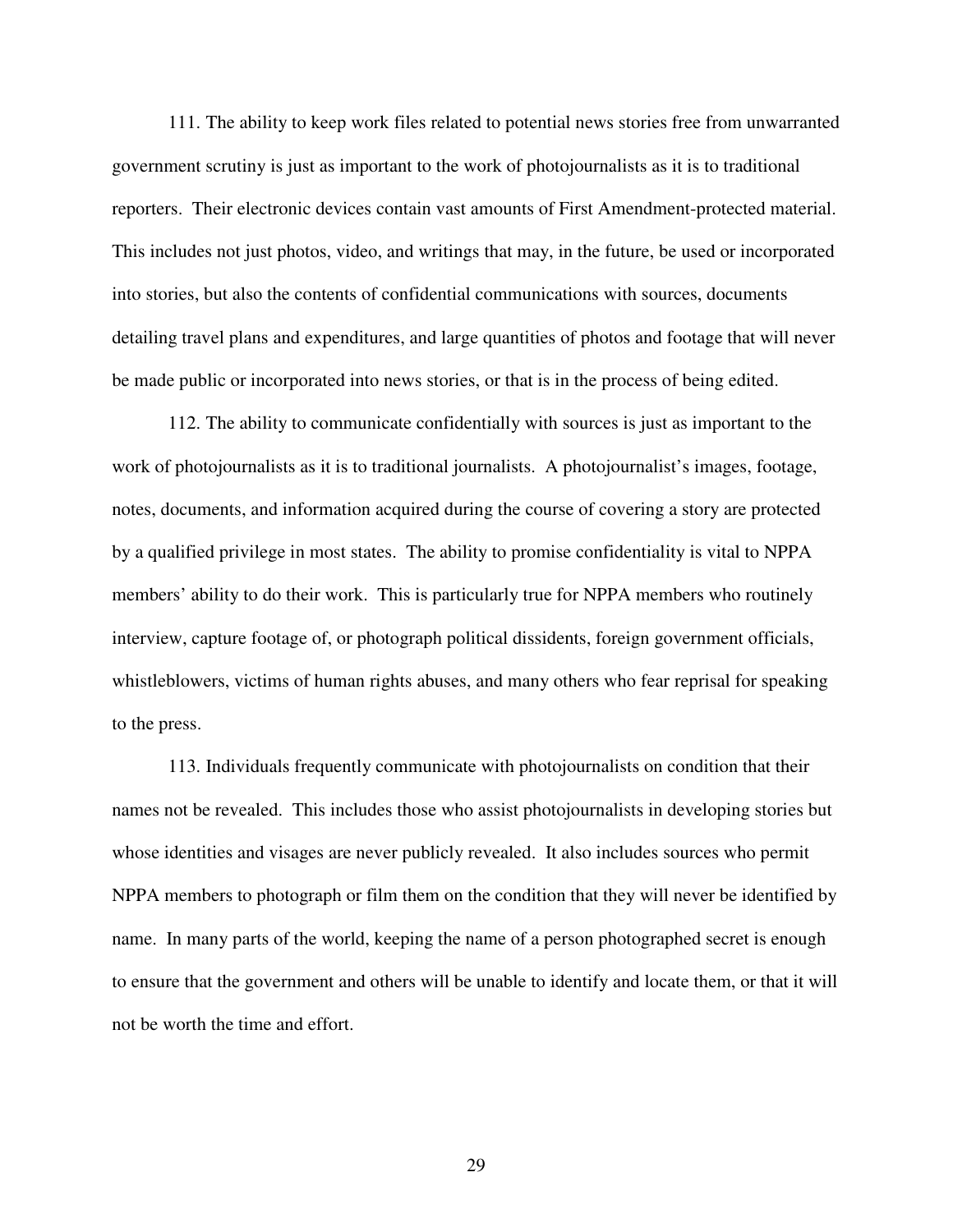111. The ability to keep work files related to potential news stories free from unwarranted government scrutiny is just as important to the work of photojournalists as it is to traditional reporters. Their electronic devices contain vast amounts of First Amendment-protected material. This includes not just photos, video, and writings that may, in the future, be used or incorporated into stories, but also the contents of confidential communications with sources, documents detailing travel plans and expenditures, and large quantities of photos and footage that will never be made public or incorporated into news stories, or that is in the process of being edited.

112. The ability to communicate confidentially with sources is just as important to the work of photojournalists as it is to traditional journalists. A photojournalist's images, footage, notes, documents, and information acquired during the course of covering a story are protected by a qualified privilege in most states. The ability to promise confidentiality is vital to NPPA members' ability to do their work. This is particularly true for NPPA members who routinely interview, capture footage of, or photograph political dissidents, foreign government officials, whistleblowers, victims of human rights abuses, and many others who fear reprisal for speaking to the press.

113. Individuals frequently communicate with photojournalists on condition that their names not be revealed. This includes those who assist photojournalists in developing stories but whose identities and visages are never publicly revealed. It also includes sources who permit NPPA members to photograph or film them on the condition that they will never be identified by name. In many parts of the world, keeping the name of a person photographed secret is enough to ensure that the government and others will be unable to identify and locate them, or that it will not be worth the time and effort.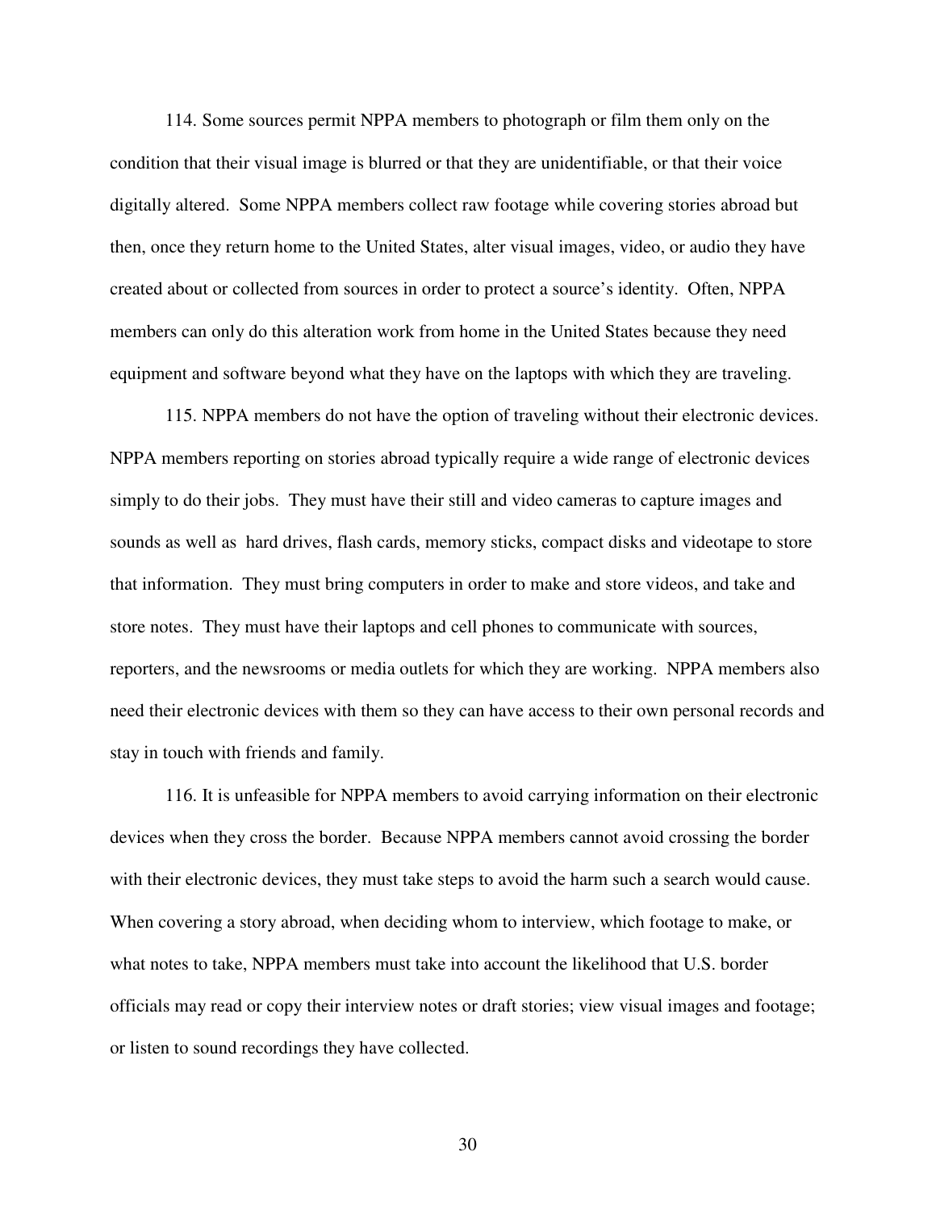114. Some sources permit NPPA members to photograph or film them only on the condition that their visual image is blurred or that they are unidentifiable, or that their voice digitally altered. Some NPPA members collect raw footage while covering stories abroad but then, once they return home to the United States, alter visual images, video, or audio they have created about or collected from sources in order to protect a source's identity. Often, NPPA members can only do this alteration work from home in the United States because they need equipment and software beyond what they have on the laptops with which they are traveling.

115. NPPA members do not have the option of traveling without their electronic devices. NPPA members reporting on stories abroad typically require a wide range of electronic devices simply to do their jobs. They must have their still and video cameras to capture images and sounds as well as hard drives, flash cards, memory sticks, compact disks and videotape to store that information. They must bring computers in order to make and store videos, and take and store notes. They must have their laptops and cell phones to communicate with sources, reporters, and the newsrooms or media outlets for which they are working. NPPA members also need their electronic devices with them so they can have access to their own personal records and stay in touch with friends and family.

116. It is unfeasible for NPPA members to avoid carrying information on their electronic devices when they cross the border. Because NPPA members cannot avoid crossing the border with their electronic devices, they must take steps to avoid the harm such a search would cause. When covering a story abroad, when deciding whom to interview, which footage to make, or what notes to take, NPPA members must take into account the likelihood that U.S. border officials may read or copy their interview notes or draft stories; view visual images and footage; or listen to sound recordings they have collected.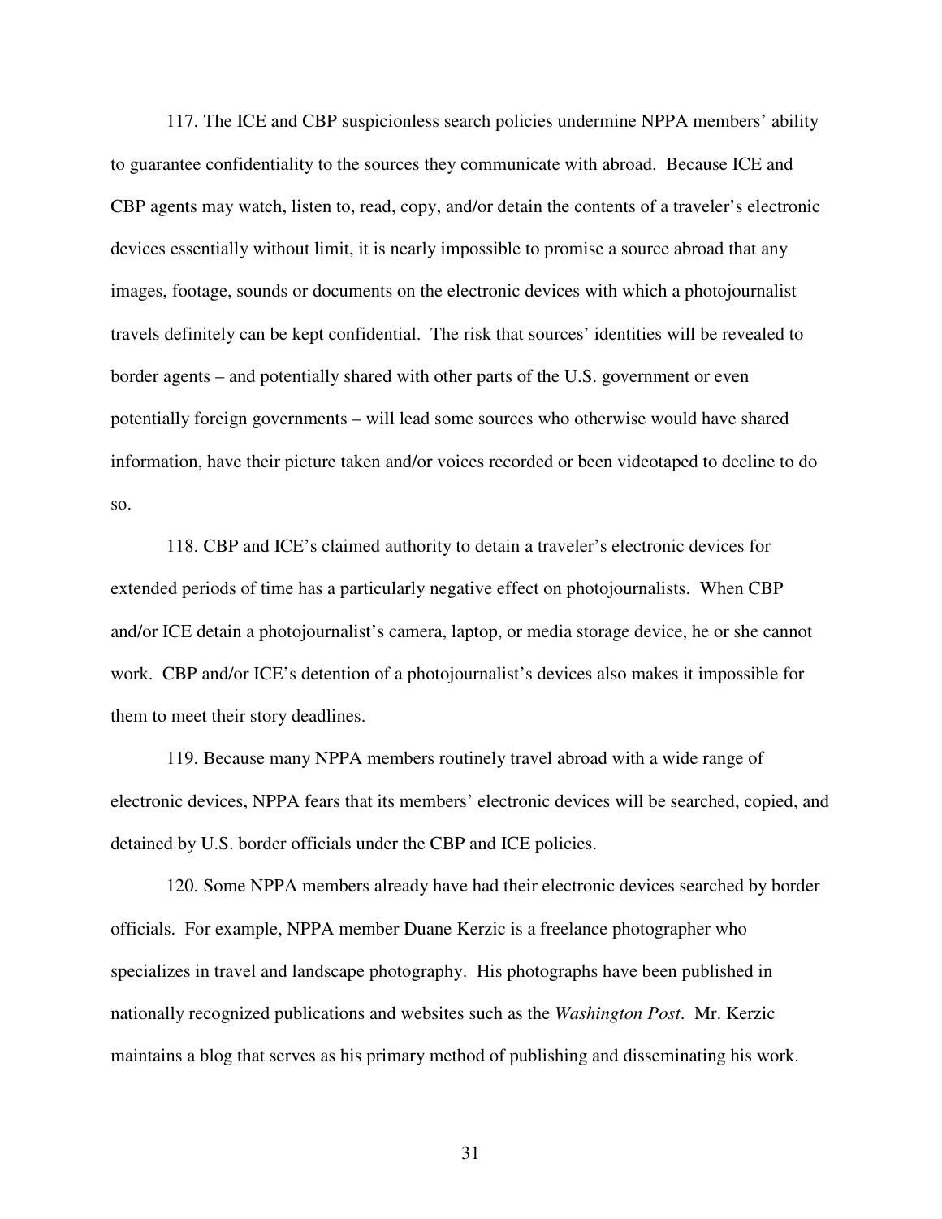117. The ICE and CBP suspicionless search policies undermine NPPA members' ability to guarantee confidentiality to the sources they communicate with abroad. Because ICE and CBP agents may watch, listen to, read, copy, and/or detain the contents of a traveler's electronic devices essentially without limit, it is nearly impossible to promise a source abroad that any images, footage, sounds or documents on the electronic devices with which a photojournalist travels definitely can be kept confidential. The risk that sources' identities will be revealed to border agents – and potentially shared with other parts of the U.S. government or even potentially foreign governments – will lead some sources who otherwise would have shared information, have their picture taken and/or voices recorded or been videotaped to decline to do so.

118. CBP and ICE's claimed authority to detain a traveler's electronic devices for extended periods of time has a particularly negative effect on photojournalists. When CBP and/or ICE detain a photojournalist's camera, laptop, or media storage device, he or she cannot work. CBP and/or ICE's detention of a photojournalist's devices also makes it impossible for them to meet their story deadlines.

119. Because many NPPA members routinely travel abroad with a wide range of electronic devices, NPPA fears that its members' electronic devices will be searched, copied, and detained by U.S. border officials under the CBP and ICE policies.

120. Some NPPA members already have had their electronic devices searched by border officials. For example, NPPA member Duane Kerzic is a freelance photographer who specializes in travel and landscape photography. His photographs have been published in nationally recognized publications and websites such as the *Washington Post*. Mr. Kerzic maintains a blog that serves as his primary method of publishing and disseminating his work.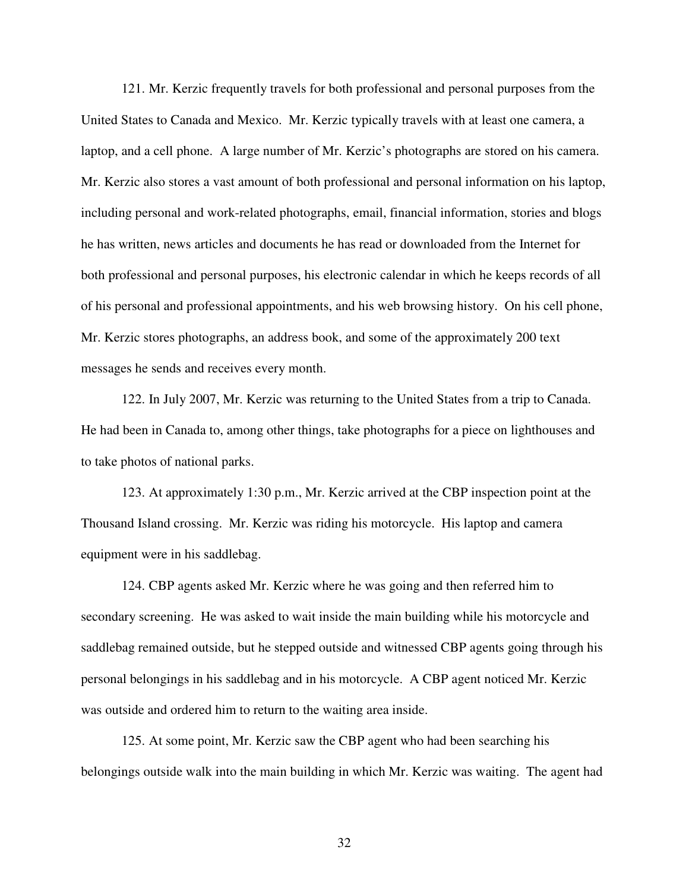121. Mr. Kerzic frequently travels for both professional and personal purposes from the United States to Canada and Mexico. Mr. Kerzic typically travels with at least one camera, a laptop, and a cell phone. A large number of Mr. Kerzic's photographs are stored on his camera. Mr. Kerzic also stores a vast amount of both professional and personal information on his laptop, including personal and work-related photographs, email, financial information, stories and blogs he has written, news articles and documents he has read or downloaded from the Internet for both professional and personal purposes, his electronic calendar in which he keeps records of all of his personal and professional appointments, and his web browsing history. On his cell phone, Mr. Kerzic stores photographs, an address book, and some of the approximately 200 text messages he sends and receives every month.

122. In July 2007, Mr. Kerzic was returning to the United States from a trip to Canada. He had been in Canada to, among other things, take photographs for a piece on lighthouses and to take photos of national parks.

123. At approximately 1:30 p.m., Mr. Kerzic arrived at the CBP inspection point at the Thousand Island crossing. Mr. Kerzic was riding his motorcycle. His laptop and camera equipment were in his saddlebag.

124. CBP agents asked Mr. Kerzic where he was going and then referred him to secondary screening. He was asked to wait inside the main building while his motorcycle and saddlebag remained outside, but he stepped outside and witnessed CBP agents going through his personal belongings in his saddlebag and in his motorcycle. A CBP agent noticed Mr. Kerzic was outside and ordered him to return to the waiting area inside.

125. At some point, Mr. Kerzic saw the CBP agent who had been searching his belongings outside walk into the main building in which Mr. Kerzic was waiting. The agent had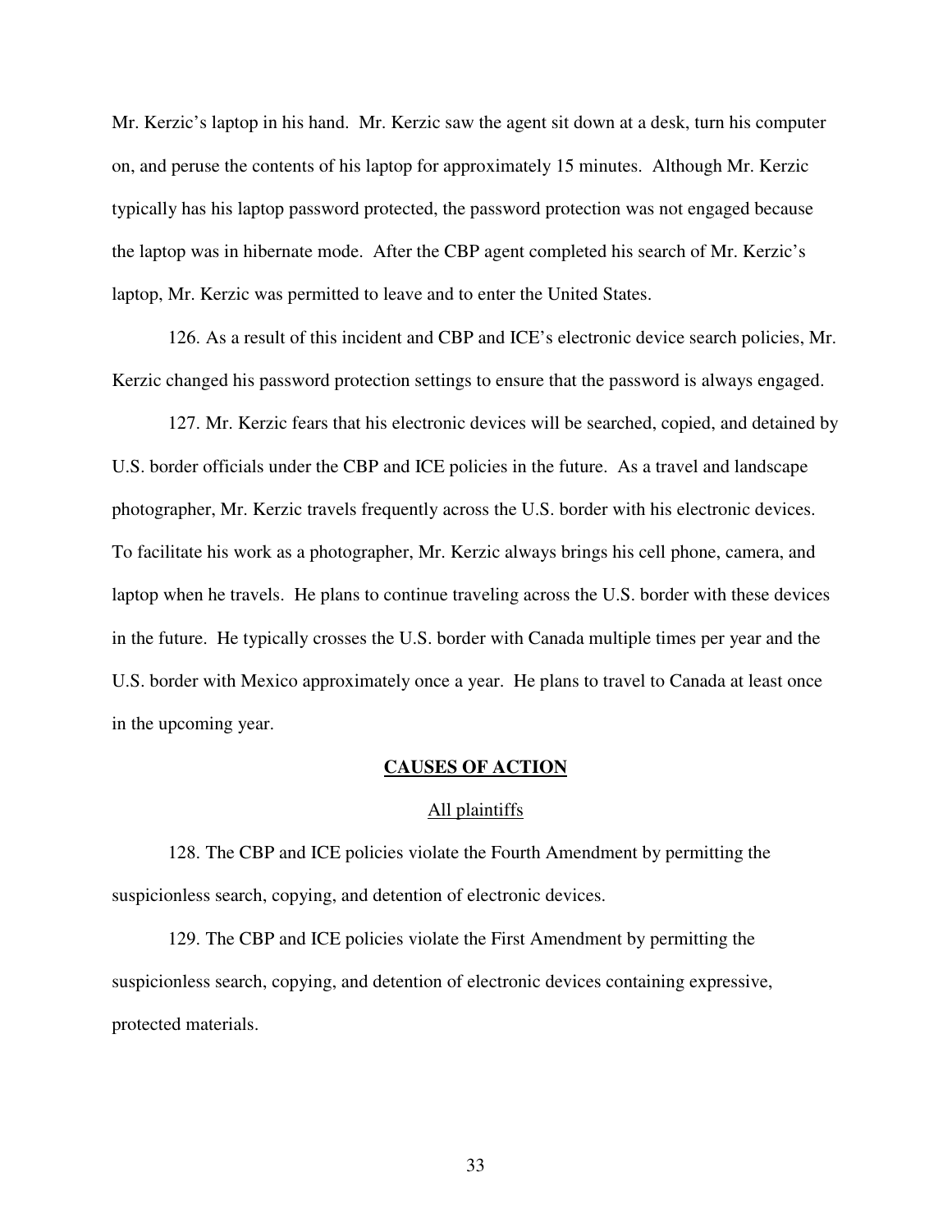Mr. Kerzic's laptop in his hand. Mr. Kerzic saw the agent sit down at a desk, turn his computer on, and peruse the contents of his laptop for approximately 15 minutes. Although Mr. Kerzic typically has his laptop password protected, the password protection was not engaged because the laptop was in hibernate mode. After the CBP agent completed his search of Mr. Kerzic's laptop, Mr. Kerzic was permitted to leave and to enter the United States.

126. As a result of this incident and CBP and ICE's electronic device search policies, Mr. Kerzic changed his password protection settings to ensure that the password is always engaged.

127. Mr. Kerzic fears that his electronic devices will be searched, copied, and detained by U.S. border officials under the CBP and ICE policies in the future. As a travel and landscape photographer, Mr. Kerzic travels frequently across the U.S. border with his electronic devices. To facilitate his work as a photographer, Mr. Kerzic always brings his cell phone, camera, and laptop when he travels. He plans to continue traveling across the U.S. border with these devices in the future. He typically crosses the U.S. border with Canada multiple times per year and the U.S. border with Mexico approximately once a year. He plans to travel to Canada at least once in the upcoming year.

## CAUSES OF ACTION

### All plaintiffs

128. The CBP and ICE policies violate the Fourth Amendment by permitting the suspicionless search, copying, and detention of electronic devices.

129. The CBP and ICE policies violate the First Amendment by permitting the suspicionless search, copying, and detention of electronic devices containing expressive, protected materials.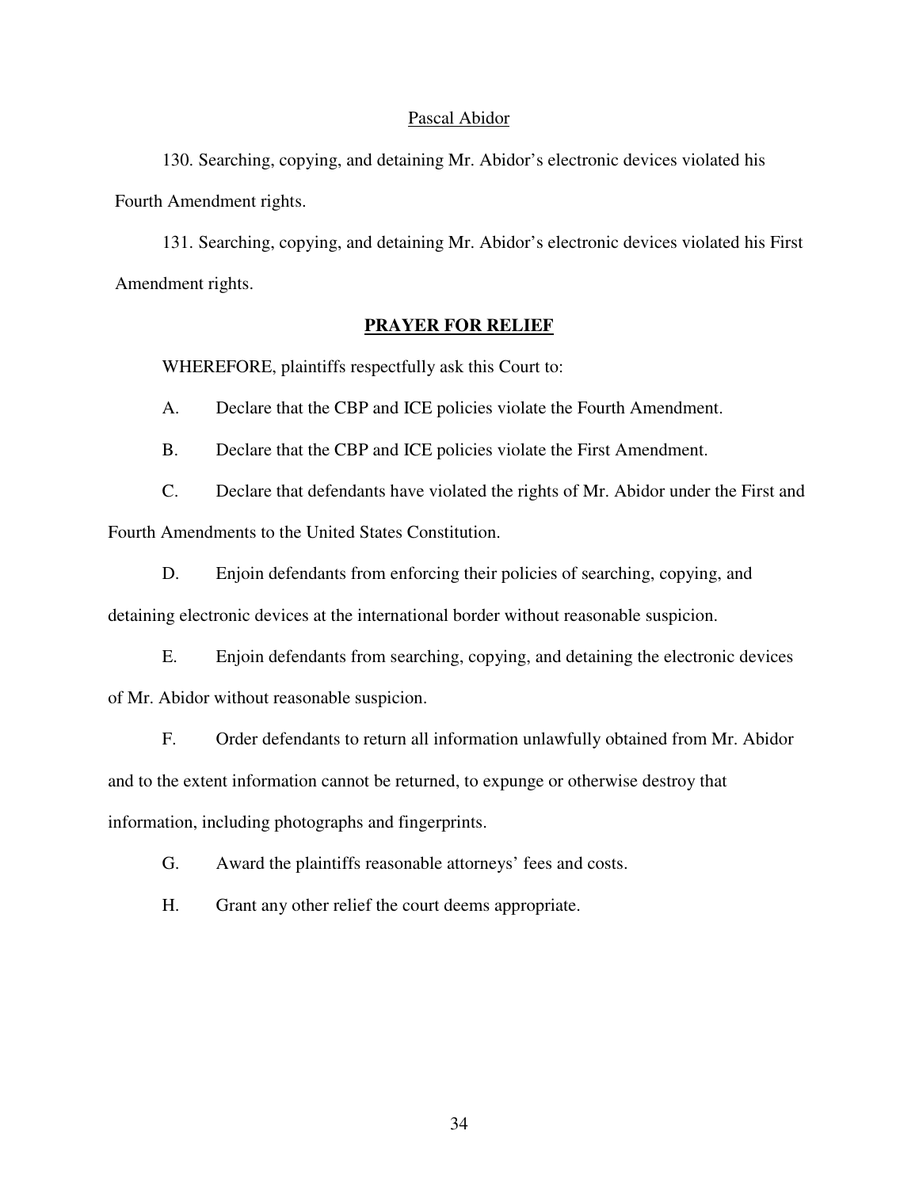Pascal Abidor

130. Searching, copying, and detaining Mr. Abidor's electronic devices violated his Fourth Amendment rights.

131. Searching, copying, and detaining Mr. Abidor's electronic devices violated his First Amendment rights.

## PRAYER FOR RELIEF

WHEREFORE, plaintiffs respectfully ask this Court to:

A. Declare that the CBP and ICE policies violate the Fourth Amendment.

B. Declare that the CBP and ICE policies violate the First Amendment.

C. Declare that defendants have violated the rights of Mr. Abidor under the First and Fourth Amendments to the United States Constitution.

D. Enjoin defendants from enforcing their policies of searching, copying, and detaining electronic devices at the international border without reasonable suspicion.

E. Enjoin defendants from searching, copying, and detaining the electronic devices of Mr. Abidor without reasonable suspicion.

F. Order defendants to return all information unlawfully obtained from Mr. Abidor and to the extent information cannot be returned, to expunge or otherwise destroy that information, including photographs and fingerprints.

G. Award the plaintiffs reasonable attorneys' fees and costs.

H. Grant any other relief the court deems appropriate.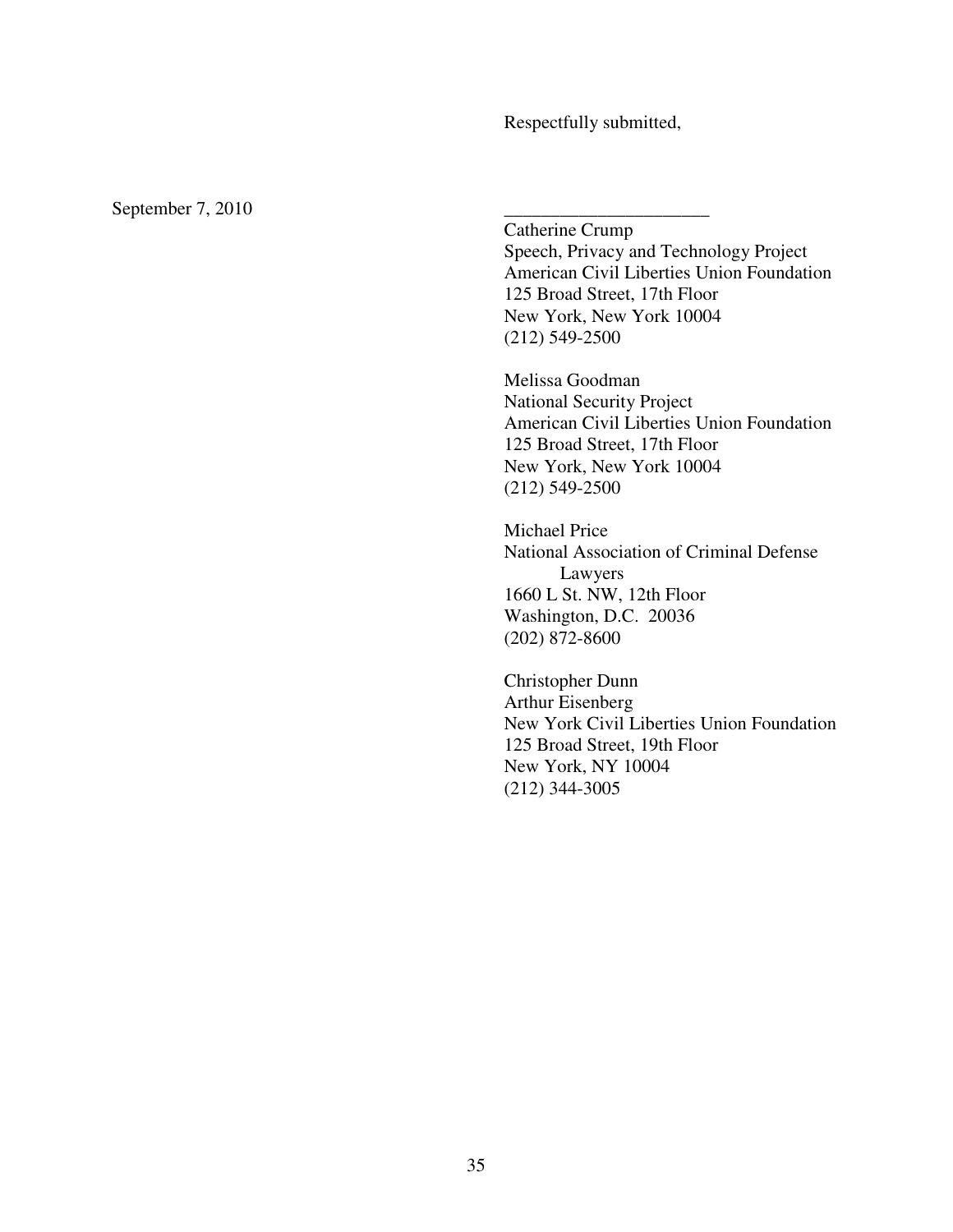Respectfully submitted,

September 7, 2010

\_\_\_\_\_\_\_\_\_\_\_\_\_\_\_\_\_\_\_\_\_\_

Catherine Crump
Speech, Privacy and Technology Project
American Civil Liberties Union Foundation
125 Broad Street, 17th Floor
New York, New York 10004
(212) 549-2500

Melissa Goodman
National Security Project
American Civil Liberties Union Foundation
125 Broad Street, 17th Floor
New York, New York 10004
(212) 549-2500

Michael Price
National Association of Criminal Defense Lawyers
1660 L St. NW, 12th Floor
Washington, D.C. 20036
(202) 872-8600

Christopher Dunn
Arthur Eisenberg
New York Civil Liberties Union Foundation
125 Broad Street, 19th Floor
New York, NY 10004
(212) 344-3005